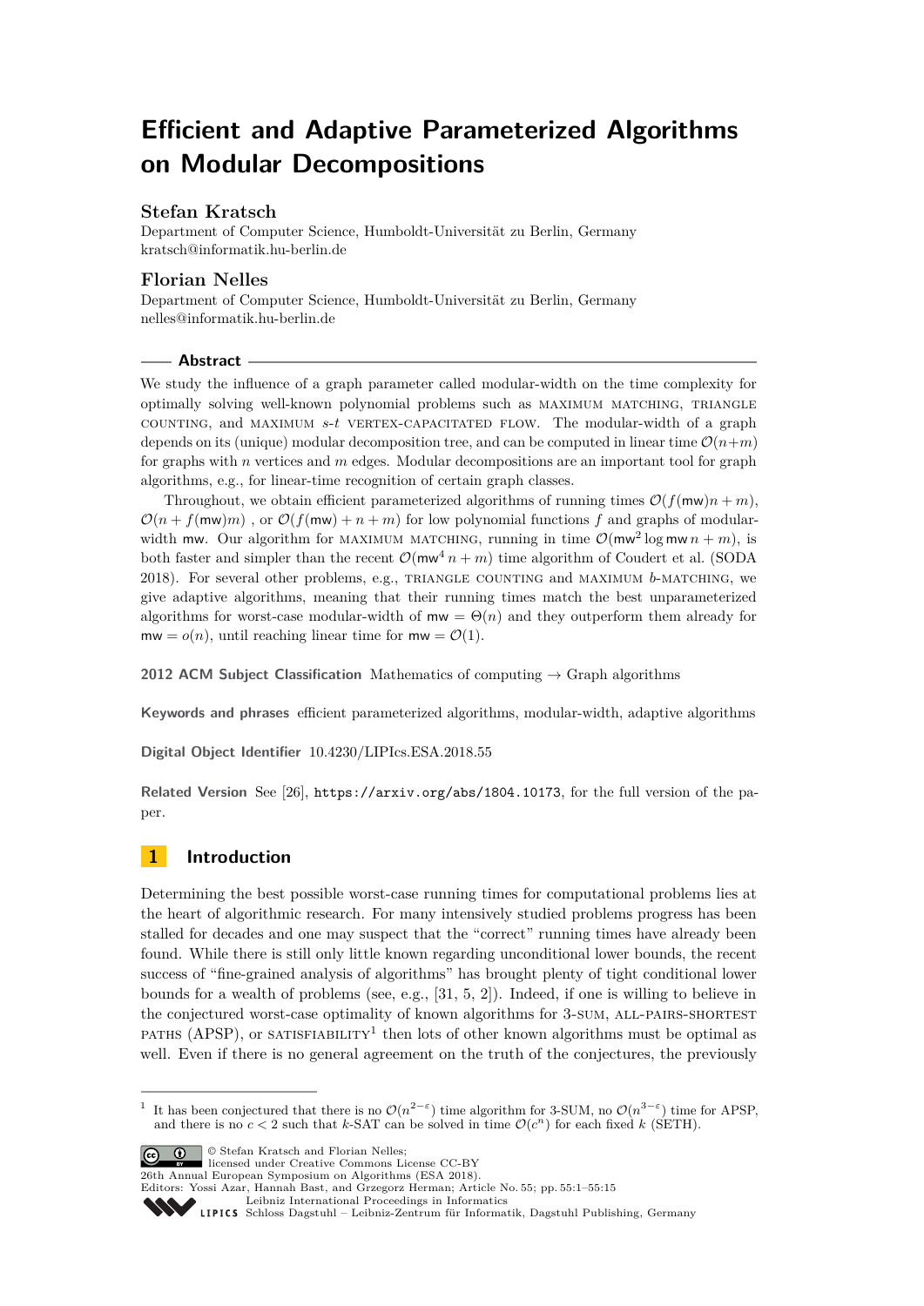# Efficient and Adaptive Parameterized Algorithms on Modular Decompositions

**Stefan Kratsch**
Department of Computer Science, Humboldt-Universität zu Berlin, Germany
kratsch@informatik.hu-berlin.de

**Florian Nelles**
Department of Computer Science, Humboldt-Universität zu Berlin, Germany
nelles@informatik.hu-berlin.de

## Abstract

We study the influence of a graph parameter called modular-width on the time complexity for optimally solving well-known polynomial problems such as MAXIMUM MATCHING, TRIANGLE COUNTING, and MAXIMUM $s$-$t$ VERTEX-CAPACITATED FLOW. The modular-width of a graph depends on its (unique) modular decomposition tree, and can be computed in linear time $\mathcal{O}(n+m)$ for graphs with $n$ vertices and $m$ edges. Modular decompositions are an important tool for graph algorithms, e.g., for linear-time recognition of certain graph classes.

Throughout, we obtain efficient parameterized algorithms of running times $\mathcal{O}(f(\mathsf{mw})n + m)$, $\mathcal{O}(n + f(\mathsf{mw})m)$ , or $\mathcal{O}(f(\mathsf{mw}) + n + m)$ for low polynomial functions $f$ and graphs of modular-width $\mathsf{mw}$. Our algorithm for MAXIMUM MATCHING, running in time $\mathcal{O}(\mathsf{mw}^2 \log \mathsf{mw}\, n + m)$, is both faster and simpler than the recent $\mathcal{O}(\mathsf{mw}^4\, n + m)$ time algorithm of Coudert et al. (SODA 2018). For several other problems, e.g., TRIANGLE COUNTING and MAXIMUM $b$-MATCHING, we give adaptive algorithms, meaning that their running times match the best unparameterized algorithms for worst-case modular-width of $\mathsf{mw} = \Theta(n)$ and they outperform them already for $\mathsf{mw} = o(n)$, until reaching linear time for $\mathsf{mw} = \mathcal{O}(1)$.

**2012 ACM Subject Classification** Mathematics of computing → Graph algorithms

**Keywords and phrases** efficient parameterized algorithms, modular-width, adaptive algorithms

**Digital Object Identifier** 10.4230/LIPIcs.ESA.2018.55

**Related Version** See [26], https://arxiv.org/abs/1804.10173, for the full version of the paper.

## 1 Introduction

Determining the best possible worst-case running times for computational problems lies at the heart of algorithmic research. For many intensively studied problems progress has been stalled for decades and one may suspect that the "correct" running times have already been found. While there is still only little known regarding unconditional lower bounds, the recent success of "fine-grained analysis of algorithms" has brought plenty of tight conditional lower bounds for a wealth of problems (see, e.g., [31, 5, 2]). Indeed, if one is willing to believe in the conjectured worst-case optimality of known algorithms for 3-SUM, ALL-PAIRS-SHORTEST PATHS (APSP), or SATISFIABILITY[1] then lots of other known algorithms must be optimal as well. Even if there is no general agreement on the truth of the conjectures, the previously

---

[1] It has been conjectured that there is no $\mathcal{O}(n^{2-\varepsilon})$ time algorithm for 3-SUM, no $\mathcal{O}(n^{3-\varepsilon})$ time for APSP, and there is no $c < 2$ such that $k$-SAT can be solved in time $\mathcal{O}(c^n)$ for each fixed $k$ (SETH).

© Stefan Kratsch and Florian Nelles;
licensed under Creative Commons License CC-BY
26th Annual European Symposium on Algorithms (ESA 2018).
Editors: Yossi Azar, Hannah Bast, and Grzegorz Herman; Article No. 55; pp. 55:1–55:15
Leibniz International Proceedings in Informatics
Schloss Dagstuhl – Leibniz-Zentrum für Informatik, Dagstuhl Publishing, Germany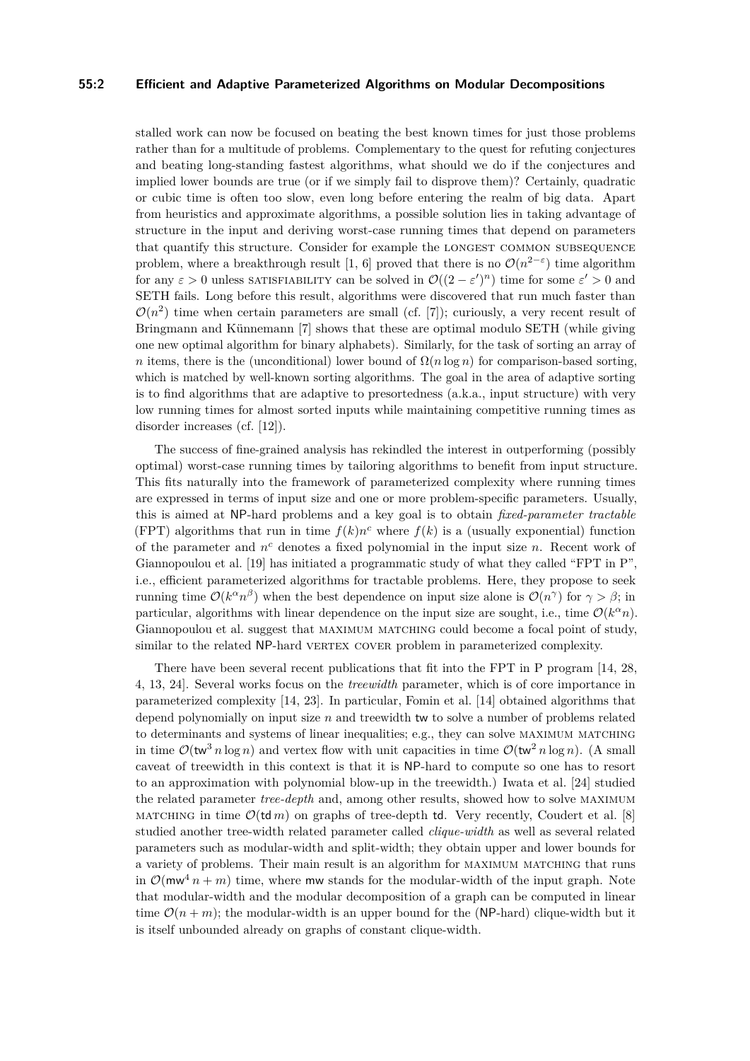stalled work can now be focused on beating the best known times for just those problems rather than for a multitude of problems. Complementary to the quest for refuting conjectures and beating long-standing fastest algorithms, what should we do if the conjectures and implied lower bounds are true (or if we simply fail to disprove them)? Certainly, quadratic or cubic time is often too slow, even long before entering the realm of big data. Apart from heuristics and approximate algorithms, a possible solution lies in taking advantage of structure in the input and deriving worst-case running times that depend on parameters that quantify this structure. Consider for example the LONGEST COMMON SUBSEQUENCE problem, where a breakthrough result [1, 6] proved that there is no $\mathcal{O}(n^{2-\varepsilon})$ time algorithm for any $\varepsilon > 0$ unless SATISFIABILITY can be solved in $\mathcal{O}((2-\varepsilon')^n)$ time for some $\varepsilon' > 0$ and SETH fails. Long before this result, algorithms were discovered that run much faster than $\mathcal{O}(n^2)$ time when certain parameters are small (cf. [7]); curiously, a very recent result of Bringmann and Künnemann [7] shows that these are optimal modulo SETH (while giving one new optimal algorithm for binary alphabets). Similarly, for the task of sorting an array of $n$ items, there is the (unconditional) lower bound of $\Omega(n \log n)$ for comparison-based sorting, which is matched by well-known sorting algorithms. The goal in the area of adaptive sorting is to find algorithms that are adaptive to presortedness (a.k.a., input structure) with very low running times for almost sorted inputs while maintaining competitive running times as disorder increases (cf. [12]).

The success of fine-grained analysis has rekindled the interest in outperforming (possibly optimal) worst-case running times by tailoring algorithms to benefit from input structure. This fits naturally into the framework of parameterized complexity where running times are expressed in terms of input size and one or more problem-specific parameters. Usually, this is aimed at NP-hard problems and a key goal is to obtain *fixed-parameter tractable* (FPT) algorithms that run in time $f(k)n^c$ where $f(k)$ is a (usually exponential) function of the parameter and $n^c$ denotes a fixed polynomial in the input size $n$. Recent work of Giannopoulou et al. [19] has initiated a programmatic study of what they called "FPT in P", i.e., efficient parameterized algorithms for tractable problems. Here, they propose to seek running time $\mathcal{O}(k^\alpha n^\beta)$ when the best dependence on input size alone is $\mathcal{O}(n^\gamma)$ for $\gamma > \beta$; in particular, algorithms with linear dependence on the input size are sought, i.e., time $\mathcal{O}(k^\alpha n)$. Giannopoulou et al. suggest that MAXIMUM MATCHING could become a focal point of study, similar to the related NP-hard VERTEX COVER problem in parameterized complexity.

There have been several recent publications that fit into the FPT in P program [14, 28, 4, 13, 24]. Several works focus on the *treewidth* parameter, which is of core importance in parameterized complexity [14, 23]. In particular, Fomin et al. [14] obtained algorithms that depend polynomially on input size $n$ and treewidth $\mathsf{tw}$ to solve a number of problems related to determinants and systems of linear inequalities; e.g., they can solve MAXIMUM MATCHING in time $\mathcal{O}(\mathsf{tw}^3\, n \log n)$ and vertex flow with unit capacities in time $\mathcal{O}(\mathsf{tw}^2\, n \log n)$. (A small caveat of treewidth in this context is that it is NP-hard to compute so one has to resort to an approximation with polynomial blow-up in the treewidth.) Iwata et al. [24] studied the related parameter *tree-depth* and, among other results, showed how to solve MAXIMUM MATCHING in time $\mathcal{O}(\mathsf{td}\, m)$ on graphs of tree-depth $\mathsf{td}$. Very recently, Coudert et al. [8] studied another tree-width related parameter called *clique-width* as well as several related parameters such as modular-width and split-width; they obtain upper and lower bounds for a variety of problems. Their main result is an algorithm for MAXIMUM MATCHING that runs in $\mathcal{O}(\mathsf{mw}^4\, n + m)$ time, where $\mathsf{mw}$ stands for the modular-width of the input graph. Note that modular-width and the modular decomposition of a graph can be computed in linear time $\mathcal{O}(n+m)$; the modular-width is an upper bound for the (NP-hard) clique-width but it is itself unbounded already on graphs of constant clique-width.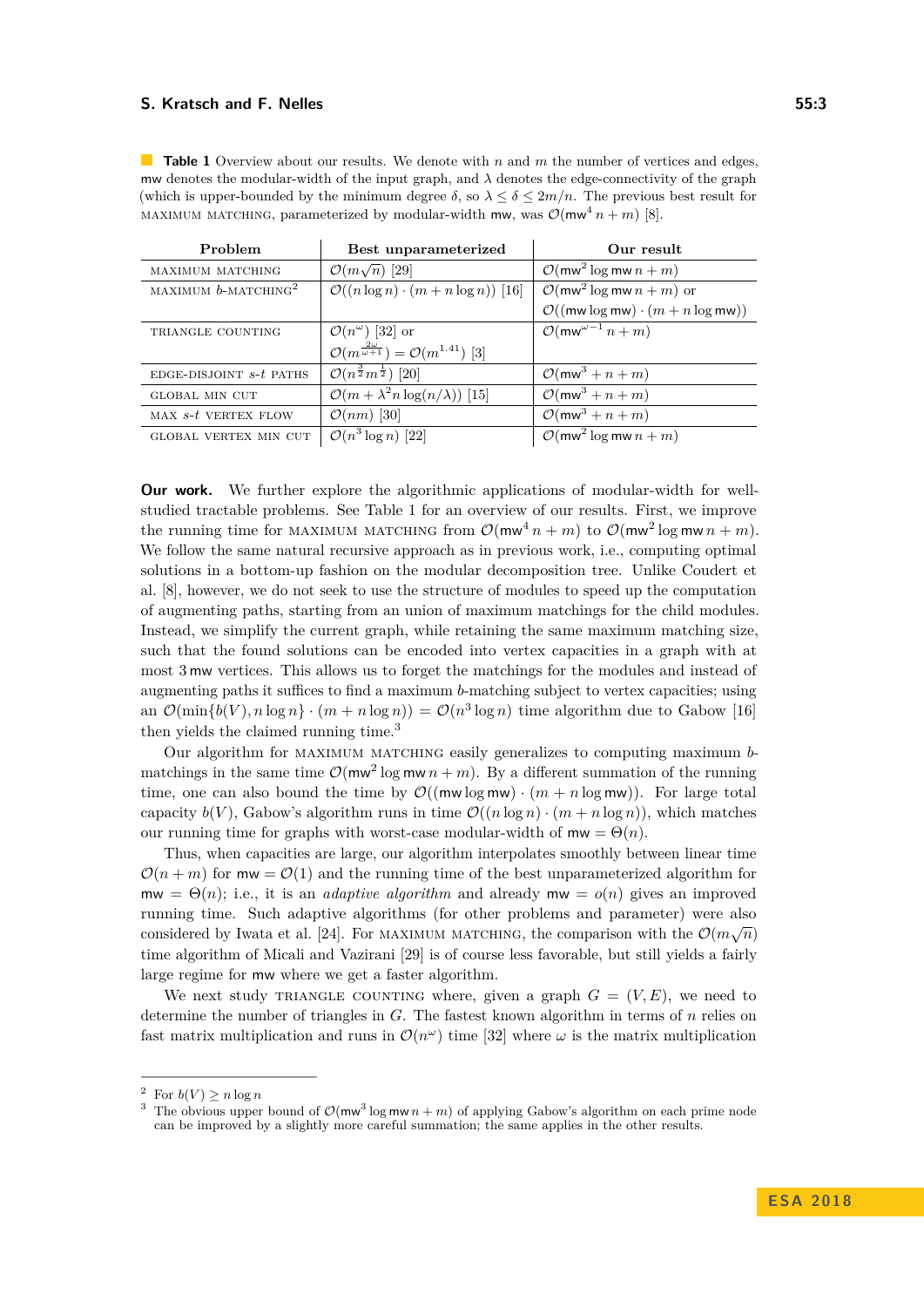**Table 1** Overview about our results. We denote with $n$ and $m$ the number of vertices and edges, $\mathsf{mw}$ denotes the modular-width of the input graph, and $\lambda$ denotes the edge-connectivity of the graph (which is upper-bounded by the minimum degree $\delta$, so $\lambda \leq \delta \leq 2m/n$. The previous best result for MAXIMUM MATCHING, parameterized by modular-width $\mathsf{mw}$, was $\mathcal{O}(\mathsf{mw}^4\, n + m)$ [8].

| Problem | Best unparameterized | Our result |
|---|---|---|
| MAXIMUM MATCHING | $\mathcal{O}(m\sqrt{n})$ [29] | $\mathcal{O}(\mathsf{mw}^2 \log \mathsf{mw}\, n + m)$ |
| MAXIMUM $b$-MATCHING[2] | $\mathcal{O}((n \log n) \cdot (m + n \log n))$ [16] | $\mathcal{O}(\mathsf{mw}^2 \log \mathsf{mw}\, n + m)$ or $\mathcal{O}((\mathsf{mw} \log \mathsf{mw}) \cdot (m + n \log \mathsf{mw}))$ |
| TRIANGLE COUNTING | $\mathcal{O}(n^\omega)$ [32] or $\mathcal{O}(m^{\frac{2\omega}{\omega+1}}) = \mathcal{O}(m^{1.41})$ [3] | $\mathcal{O}(\mathsf{mw}^{\omega-1}\, n + m)$ |
| EDGE-DISJOINT $s$-$t$ PATHS | $\mathcal{O}(n^{\frac{3}{2}} m^{\frac{1}{2}})$ [20] | $\mathcal{O}(\mathsf{mw}^3 + n + m)$ |
| GLOBAL MIN CUT | $\mathcal{O}(m + \lambda^2 n \log(n/\lambda))$ [15] | $\mathcal{O}(\mathsf{mw}^3 + n + m)$ |
| MAX $s$-$t$ VERTEX FLOW | $\mathcal{O}(nm)$ [30] | $\mathcal{O}(\mathsf{mw}^3 + n + m)$ |
| GLOBAL VERTEX MIN CUT | $\mathcal{O}(n^3 \log n)$ [22] | $\mathcal{O}(\mathsf{mw}^2 \log \mathsf{mw}\, n + m)$ |

**Our work.** We further explore the algorithmic applications of modular-width for well-studied tractable problems. See Table 1 for an overview of our results. First, we improve the running time for MAXIMUM MATCHING from $\mathcal{O}(\mathsf{mw}^4\, n + m)$ to $\mathcal{O}(\mathsf{mw}^2 \log \mathsf{mw}\, n + m)$. We follow the same natural recursive approach as in previous work, i.e., computing optimal solutions in a bottom-up fashion on the modular decomposition tree. Unlike Coudert et al. [8], however, we do not seek to use the structure of modules to speed up the computation of augmenting paths, starting from an union of maximum matchings for the child modules. Instead, we simplify the current graph, while retaining the same maximum matching size, such that the found solutions can be encoded into vertex capacities in a graph with at most $3\,\mathsf{mw}$ vertices. This allows us to forget the matchings for the modules and instead of augmenting paths it suffices to find a maximum $b$-matching subject to vertex capacities; using an $\mathcal{O}(\min\{b(V), n \log n\} \cdot (m + n \log n)) = \mathcal{O}(n^3 \log n)$ time algorithm due to Gabow [16] then yields the claimed running time.[3]

Our algorithm for MAXIMUM MATCHING easily generalizes to computing maximum $b$-matchings in the same time $\mathcal{O}(\mathsf{mw}^2 \log \mathsf{mw}\, n + m)$. By a different summation of the running time, one can also bound the time by $\mathcal{O}((\mathsf{mw} \log \mathsf{mw}) \cdot (m + n \log \mathsf{mw}))$. For large total capacity $b(V)$, Gabow's algorithm runs in time $\mathcal{O}((n \log n) \cdot (m + n \log n))$, which matches our running time for graphs with worst-case modular-width of $\mathsf{mw} = \Theta(n)$.

Thus, when capacities are large, our algorithm interpolates smoothly between linear time $\mathcal{O}(n + m)$ for $\mathsf{mw} = \mathcal{O}(1)$ and the running time of the best unparameterized algorithm for $\mathsf{mw} = \Theta(n)$; i.e., it is an *adaptive algorithm* and already $\mathsf{mw} = o(n)$ gives an improved running time. Such adaptive algorithms (for other problems and parameter) were also considered by Iwata et al. [24]. For MAXIMUM MATCHING, the comparison with the $\mathcal{O}(m\sqrt{n})$ time algorithm of Micali and Vazirani [29] is of course less favorable, but still yields a fairly large regime for $\mathsf{mw}$ where we get a faster algorithm.

We next study TRIANGLE COUNTING where, given a graph $G = (V, E)$, we need to determine the number of triangles in $G$. The fastest known algorithm in terms of $n$ relies on fast matrix multiplication and runs in $\mathcal{O}(n^\omega)$ time [32] where $\omega$ is the matrix multiplication

---

[2] For $b(V) \geq n \log n$

[3] The obvious upper bound of $\mathcal{O}(\mathsf{mw}^3 \log \mathsf{mw}\, n + m)$ of applying Gabow's algorithm on each prime node can be improved by a slightly more careful summation; the same applies in the other results.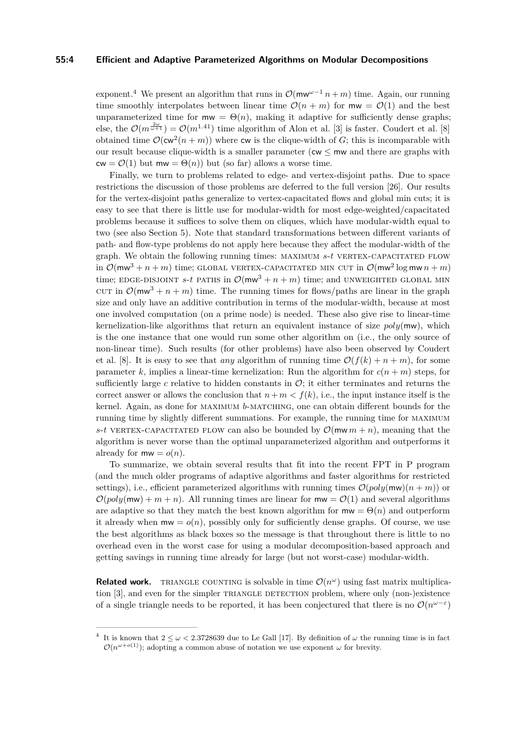exponent.[4] We present an algorithm that runs in $\mathcal{O}(\mathsf{mw}^{\omega-1}\, n + m)$ time. Again, our running time smoothly interpolates between linear time $\mathcal{O}(n+m)$ for $\mathsf{mw} = \mathcal{O}(1)$ and the best unparameterized time for $\mathsf{mw} = \Theta(n)$, making it adaptive for sufficiently dense graphs; else, the $\mathcal{O}(m^{\frac{2\omega}{\omega+1}}) = \mathcal{O}(m^{1.41})$ time algorithm of Alon et al. [3] is faster. Coudert et al. [8] obtained time $\mathcal{O}(\mathsf{cw}^2(n+m))$ where $\mathsf{cw}$ is the clique-width of $G$; this is incomparable with our result because clique-width is a smaller parameter ($\mathsf{cw} \le \mathsf{mw}$ and there are graphs with $\mathsf{cw} = \mathcal{O}(1)$ but $\mathsf{mw} = \Theta(n)$) but (so far) allows a worse time.

Finally, we turn to problems related to edge- and vertex-disjoint paths. Due to space restrictions the discussion of those problems are deferred to the full version [26]. Our results for the vertex-disjoint paths generalize to vertex-capacitated flows and global min cuts; it is easy to see that there is little use for modular-width for most edge-weighted/capacitated problems because it suffices to solve them on cliques, which have modular-width equal to two (see also Section 5). Note that standard transformations between different variants of path- and flow-type problems do not apply here because they affect the modular-width of the graph. We obtain the following running times: MAXIMUM $s$-$t$ VERTEX-CAPACITATED FLOW in $\mathcal{O}(\mathsf{mw}^3 + n + m)$ time; GLOBAL VERTEX-CAPACITATED MIN CUT in $\mathcal{O}(\mathsf{mw}^2 \log \mathsf{mw}\, n + m)$ time; EDGE-DISJOINT $s$-$t$ PATHS in $\mathcal{O}(\mathsf{mw}^3 + n + m)$ time; and UNWEIGHTED GLOBAL MIN CUT in $\mathcal{O}(\mathsf{mw}^3 + n + m)$ time. The running times for flows/paths are linear in the graph size and only have an additive contribution in terms of the modular-width, because at most one involved computation (on a prime node) is needed. These also give rise to linear-time kernelization-like algorithms that return an equivalent instance of size $poly(\mathsf{mw})$, which is the one instance that one would run some other algorithm on (i.e., the only source of non-linear time). Such results (for other problems) have also been observed by Coudert et al. [8]. It is easy to see that *any* algorithm of running time $\mathcal{O}(f(k) + n + m)$, for some parameter $k$, implies a linear-time kernelization: Run the algorithm for $c(n+m)$ steps, for sufficiently large $c$ relative to hidden constants in $\mathcal{O}$; it either terminates and returns the correct answer or allows the conclusion that $n + m < f(k)$, i.e., the input instance itself is the kernel. Again, as done for MAXIMUM $b$-MATCHING, one can obtain different bounds for the running time by slightly different summations. For example, the running time for MAXIMUM $s$-$t$ VERTEX-CAPACITATED FLOW can also be bounded by $\mathcal{O}(\mathsf{mw}\, m + n)$, meaning that the algorithm is never worse than the optimal unparameterized algorithm and outperforms it already for $\mathsf{mw} = o(n)$.

To summarize, we obtain several results that fit into the recent FPT in P program (and the much older programs of adaptive algorithms and faster algorithms for restricted settings), i.e., efficient parameterized algorithms with running times $\mathcal{O}(poly(\mathsf{mw})(n+m))$ or $\mathcal{O}(poly(\mathsf{mw}) + m + n)$. All running times are linear for $\mathsf{mw} = \mathcal{O}(1)$ and several algorithms are adaptive so that they match the best known algorithm for $\mathsf{mw} = \Theta(n)$ and outperform it already when $\mathsf{mw} = o(n)$, possibly only for sufficiently dense graphs. Of course, we use the best algorithms as black boxes so the message is that throughout there is little to no overhead even in the worst case for using a modular decomposition-based approach and getting savings in running time already for large (but not worst-case) modular-width.

**Related work.** TRIANGLE COUNTING is solvable in time $\mathcal{O}(n^\omega)$ using fast matrix multiplication [3], and even for the simpler TRIANGLE DETECTION problem, where only (non-)existence of a single triangle needs to be reported, it has been conjectured that there is no $\mathcal{O}(n^{\omega-\varepsilon})$

[4] It is known that $2 \le \omega < 2.3728639$ due to Le Gall [17]. By definition of $\omega$ the running time is in fact $\mathcal{O}(n^{\omega+o(1)})$; adopting a common abuse of notation we use exponent $\omega$ for brevity.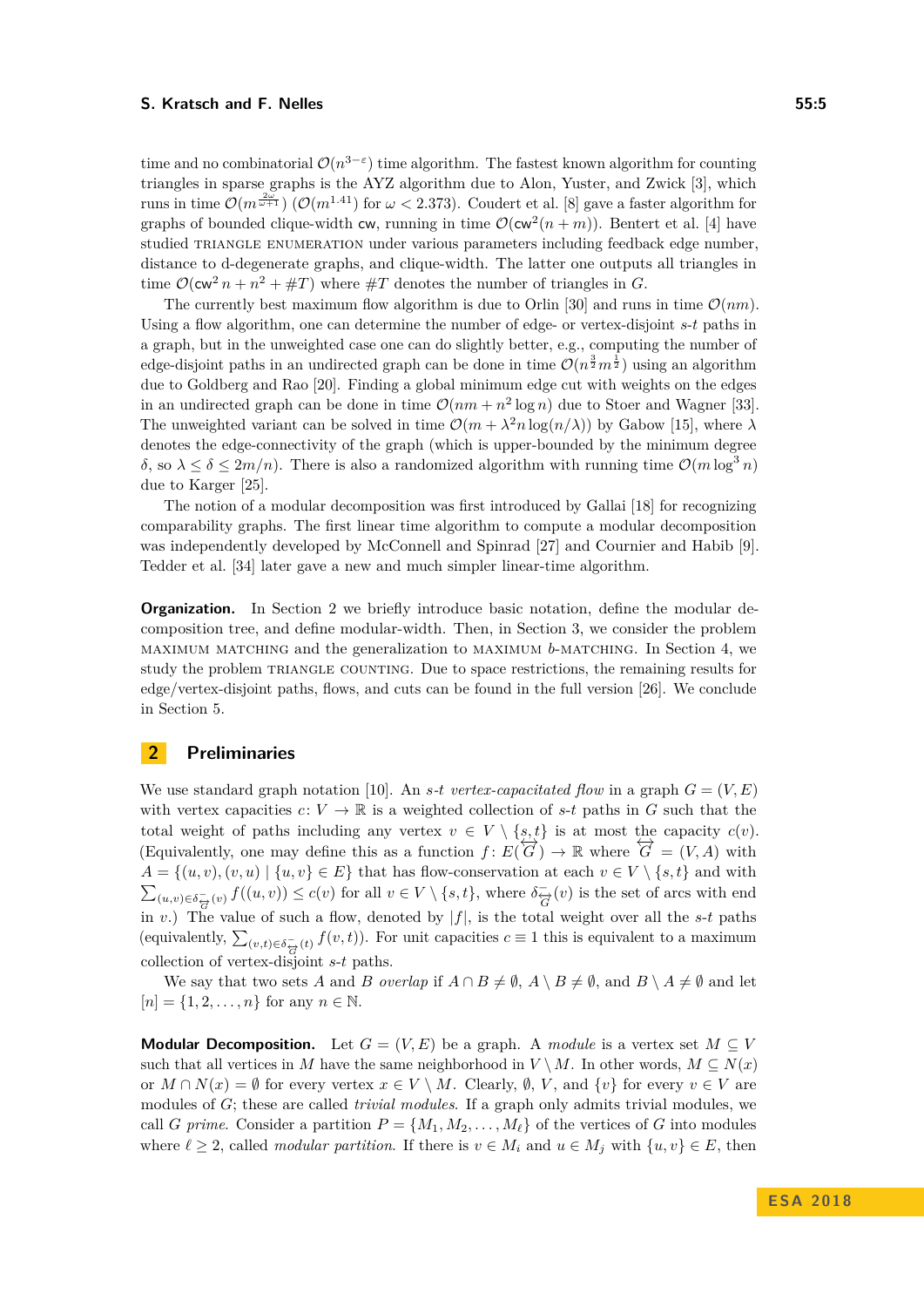time and no combinatorial $\mathcal{O}(n^{3-\varepsilon})$ time algorithm. The fastest known algorithm for counting triangles in sparse graphs is the AYZ algorithm due to Alon, Yuster, and Zwick [3], which runs in time $\mathcal{O}(m^{\frac{2\omega}{\omega+1}})$ ($\mathcal{O}(m^{1.41})$ for $\omega < 2.373$). Coudert et al. [8] gave a faster algorithm for graphs of bounded clique-width $\mathsf{cw}$, running in time $\mathcal{O}(\mathsf{cw}^2(n+m))$. Bentert et al. [4] have studied TRIANGLE ENUMERATION under various parameters including feedback edge number, distance to d-degenerate graphs, and clique-width. The latter one outputs all triangles in time $\mathcal{O}(\mathsf{cw}^2\, n + n^2 + \#T)$ where $\#T$ denotes the number of triangles in $G$.

The currently best maximum flow algorithm is due to Orlin [30] and runs in time $\mathcal{O}(nm)$. Using a flow algorithm, one can determine the number of edge- or vertex-disjoint $s$-$t$ paths in a graph, but in the unweighted case one can do slightly better, e.g., computing the number of edge-disjoint paths in an undirected graph can be done in time $\mathcal{O}(n^{\frac{3}{2}}m^{\frac{1}{2}})$ using an algorithm due to Goldberg and Rao [20]. Finding a global minimum edge cut with weights on the edges in an undirected graph can be done in time $\mathcal{O}(nm + n^2 \log n)$ due to Stoer and Wagner [33]. The unweighted variant can be solved in time $\mathcal{O}(m + \lambda^2 n \log(n/\lambda))$ by Gabow [15], where $\lambda$ denotes the edge-connectivity of the graph (which is upper-bounded by the minimum degree $\delta$, so $\lambda \leq \delta \leq 2m/n$). There is also a randomized algorithm with running time $\mathcal{O}(m \log^3 n)$ due to Karger [25].

The notion of a modular decomposition was first introduced by Gallai [18] for recognizing comparability graphs. The first linear time algorithm to compute a modular decomposition was independently developed by McConnell and Spinrad [27] and Cournier and Habib [9]. Tedder et al. [34] later gave a new and much simpler linear-time algorithm.

**Organization.** In Section 2 we briefly introduce basic notation, define the modular decomposition tree, and define modular-width. Then, in Section 3, we consider the problem MAXIMUM MATCHING and the generalization to MAXIMUM $b$-MATCHING. In Section 4, we study the problem TRIANGLE COUNTING. Due to space restrictions, the remaining results for edge/vertex-disjoint paths, flows, and cuts can be found in the full version [26]. We conclude in Section 5.

## 2 Preliminaries

We use standard graph notation [10]. An *$s$-$t$ vertex-capacitated flow* in a graph $G = (V, E)$ with vertex capacities $c\colon V \to \mathbb{R}$ is a weighted collection of $s$-$t$ paths in $G$ such that the total weight of paths including any vertex $v \in V \setminus \{s, t\}$ is at most the capacity $c(v)$. (Equivalently, one may define this as a function $f\colon E(\overleftrightarrow{G}) \to \mathbb{R}$ where $\overleftrightarrow{G} = (V, A)$ with $A = \{(u, v), (v, u) \mid \{u, v\} \in E\}$ that has flow-conservation at each $v \in V \setminus \{s, t\}$ and with $\sum_{(u,v)\in\delta^-_{\overleftrightarrow{G}}(v)} f((u, v)) \leq c(v)$ for all $v \in V \setminus \{s, t\}$, where $\delta^-_{\overleftrightarrow{G}}(v)$ is the set of arcs with end in $v$.) The value of such a flow, denoted by $|f|$, is the total weight over all the $s$-$t$ paths (equivalently, $\sum_{(v,t)\in\delta^-_{\overleftrightarrow{G}}(t)} f(v, t)$). For unit capacities $c \equiv 1$ this is equivalent to a maximum collection of vertex-disjoint $s$-$t$ paths.

We say that two sets $A$ and $B$ *overlap* if $A \cap B \neq \emptyset$, $A \setminus B \neq \emptyset$, and $B \setminus A \neq \emptyset$ and let $[n] = \{1, 2, \ldots, n\}$ for any $n \in \mathbb{N}$.

**Modular Decomposition.** Let $G = (V, E)$ be a graph. A *module* is a vertex set $M \subseteq V$ such that all vertices in $M$ have the same neighborhood in $V \setminus M$. In other words, $M \subseteq N(x)$ or $M \cap N(x) = \emptyset$ for every vertex $x \in V \setminus M$. Clearly, $\emptyset$, $V$, and $\{v\}$ for every $v \in V$ are modules of $G$; these are called *trivial modules*. If a graph only admits trivial modules, we call $G$ *prime*. Consider a partition $P = \{M_1, M_2, \ldots, M_\ell\}$ of the vertices of $G$ into modules where $\ell \geq 2$, called *modular partition*. If there is $v \in M_i$ and $u \in M_j$ with $\{u, v\} \in E$, then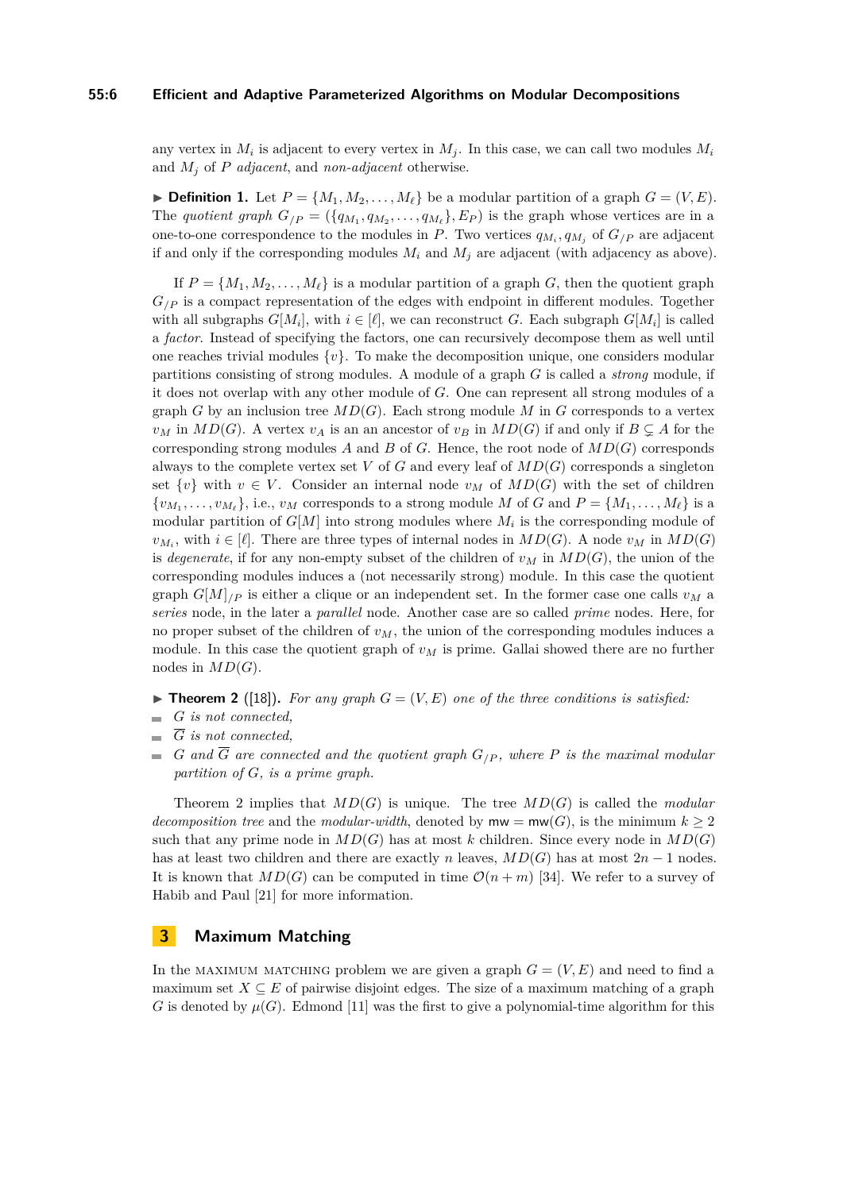any vertex in $M_i$ is adjacent to every vertex in $M_j$. In this case, we can call two modules $M_i$ and $M_j$ of $P$ *adjacent*, and *non-adjacent* otherwise.

▶ **Definition 1.** Let $P = \{M_1, M_2, \dots, M_\ell\}$ be a modular partition of a graph $G = (V, E)$. The *quotient graph* $G_{/P} = (\{q_{M_1}, q_{M_2}, \dots, q_{M_\ell}\}, E_P)$ is the graph whose vertices are in a one-to-one correspondence to the modules in $P$. Two vertices $q_{M_i}, q_{M_j}$ of $G_{/P}$ are adjacent if and only if the corresponding modules $M_i$ and $M_j$ are adjacent (with adjacency as above).

If $P = \{M_1, M_2, \dots, M_\ell\}$ is a modular partition of a graph $G$, then the quotient graph $G_{/P}$ is a compact representation of the edges with endpoint in different modules. Together with all subgraphs $G[M_i]$, with $i \in [\ell]$, we can reconstruct $G$. Each subgraph $G[M_i]$ is called a *factor*. Instead of specifying the factors, one can recursively decompose them as well until one reaches trivial modules $\{v\}$. To make the decomposition unique, one considers modular partitions consisting of strong modules. A module of a graph $G$ is called a *strong* module, if it does not overlap with any other module of $G$. One can represent all strong modules of a graph $G$ by an inclusion tree $MD(G)$. Each strong module $M$ in $G$ corresponds to a vertex $v_M$ in $MD(G)$. A vertex $v_A$ is an an ancestor of $v_B$ in $MD(G)$ if and only if $B \subsetneq A$ for the corresponding strong modules $A$ and $B$ of $G$. Hence, the root node of $MD(G)$ corresponds always to the complete vertex set $V$ of $G$ and every leaf of $MD(G)$ corresponds a singleton set $\{v\}$ with $v \in V$. Consider an internal node $v_M$ of $MD(G)$ with the set of children $\{v_{M_1}, \dots, v_{M_\ell}\}$, i.e., $v_M$ corresponds to a strong module $M$ of $G$ and $P = \{M_1, \dots, M_\ell\}$ is a modular partition of $G[M]$ into strong modules where $M_i$ is the corresponding module of $v_{M_i}$, with $i \in [\ell]$. There are three types of internal nodes in $MD(G)$. A node $v_M$ in $MD(G)$ is *degenerate*, if for any non-empty subset of the children of $v_M$ in $MD(G)$, the union of the corresponding modules induces a (not necessarily strong) module. In this case the quotient graph $G[M]_{/P}$ is either a clique or an independent set. In the former case one calls $v_M$ a *series* node, in the later a *parallel* node. Another case are so called *prime* nodes. Here, for no proper subset of the children of $v_M$, the union of the corresponding modules induces a module. In this case the quotient graph of $v_M$ is prime. Gallai showed there are no further nodes in $MD(G)$.

▶ **Theorem 2** ([18]). *For any graph $G = (V, E)$ one of the three conditions is satisfied:*

- *$G$ is not connected,*
- *$\overline{G}$ is not connected,*
- *$G$ and $\overline{G}$ are connected and the quotient graph $G_{/P}$, where $P$ is the maximal modular partition of $G$, is a prime graph.*

Theorem 2 implies that $MD(G)$ is unique. The tree $MD(G)$ is called the *modular decomposition tree* and the *modular-width*, denoted by $\mathsf{mw} = \mathsf{mw}(G)$, is the minimum $k \geq 2$ such that any prime node in $MD(G)$ has at most $k$ children. Since every node in $MD(G)$ has at least two children and there are exactly $n$ leaves, $MD(G)$ has at most $2n - 1$ nodes. It is known that $MD(G)$ can be computed in time $\mathcal{O}(n + m)$ [34]. We refer to a survey of Habib and Paul [21] for more information.

## 3 Maximum Matching

In the MAXIMUM MATCHING problem we are given a graph $G = (V, E)$ and need to find a maximum set $X \subseteq E$ of pairwise disjoint edges. The size of a maximum matching of a graph $G$ is denoted by $\mu(G)$. Edmond [11] was the first to give a polynomial-time algorithm for this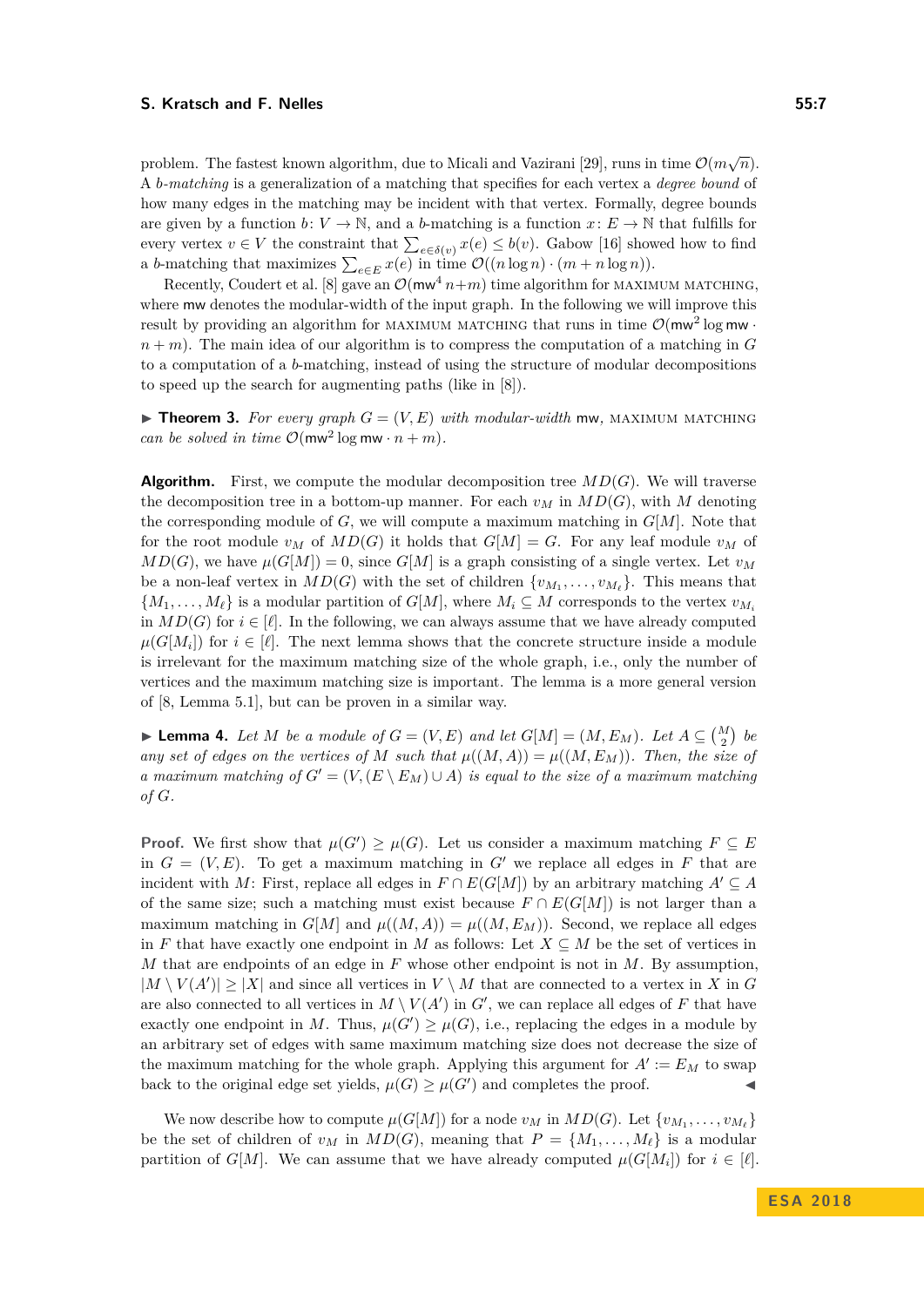problem. The fastest known algorithm, due to Micali and Vazirani [29], runs in time $\mathcal{O}(m\sqrt{n})$. A *b-matching* is a generalization of a matching that specifies for each vertex a *degree bound* of how many edges in the matching may be incident with that vertex. Formally, degree bounds are given by a function $b\colon V \to \mathbb{N}$, and a $b$-matching is a function $x\colon E \to \mathbb{N}$ that fulfills for every vertex $v \in V$ the constraint that $\sum_{e\in\delta(v)} x(e) \leq b(v)$. Gabow [16] showed how to find a $b$-matching that maximizes $\sum_{e\in E} x(e)$ in time $\mathcal{O}((n \log n) \cdot (m + n \log n))$.

Recently, Coudert et al. [8] gave an $\mathcal{O}(\mathsf{mw}^4\, n+m)$ time algorithm for MAXIMUM MATCHING, where $\mathsf{mw}$ denotes the modular-width of the input graph. In the following we will improve this result by providing an algorithm for MAXIMUM MATCHING that runs in time $\mathcal{O}(\mathsf{mw}^2 \log \mathsf{mw} \cdot n + m)$. The main idea of our algorithm is to compress the computation of a matching in $G$ to a computation of a $b$-matching, instead of using the structure of modular decompositions to speed up the search for augmenting paths (like in [8]).

▶ **Theorem 3.** *For every graph $G = (V, E)$ with modular-width $\mathsf{mw}$, MAXIMUM MATCHING can be solved in time $\mathcal{O}(\mathsf{mw}^2 \log \mathsf{mw} \cdot n + m)$.*

**Algorithm.** First, we compute the modular decomposition tree $MD(G)$. We will traverse the decomposition tree in a bottom-up manner. For each $v_M$ in $MD(G)$, with $M$ denoting the corresponding module of $G$, we will compute a maximum matching in $G[M]$. Note that for the root module $v_M$ of $MD(G)$ it holds that $G[M] = G$. For any leaf module $v_M$ of $MD(G)$, we have $\mu(G[M]) = 0$, since $G[M]$ is a graph consisting of a single vertex. Let $v_M$ be a non-leaf vertex in $MD(G)$ with the set of children $\{v_{M_1}, \ldots, v_{M_\ell}\}$. This means that $\{M_1, \ldots, M_\ell\}$ is a modular partition of $G[M]$, where $M_i \subseteq M$ corresponds to the vertex $v_{M_i}$ in $MD(G)$ for $i \in [\ell]$. In the following, we can always assume that we have already computed $\mu(G[M_i])$ for $i \in [\ell]$. The next lemma shows that the concrete structure inside a module is irrelevant for the maximum matching size of the whole graph, i.e., only the number of vertices and the maximum matching size is important. The lemma is a more general version of [8, Lemma 5.1], but can be proven in a similar way.

▶ **Lemma 4.** *Let $M$ be a module of $G = (V, E)$ and let $G[M] = (M, E_M)$. Let $A \subseteq \binom{M}{2}$ be any set of edges on the vertices of $M$ such that $\mu((M, A)) = \mu((M, E_M))$. Then, the size of a maximum matching of $G' = (V, (E \setminus E_M) \cup A)$ is equal to the size of a maximum matching of $G$.*

**Proof.** We first show that $\mu(G') \geq \mu(G)$. Let us consider a maximum matching $F \subseteq E$ in $G = (V, E)$. To get a maximum matching in $G'$ we replace all edges in $F$ that are incident with $M$: First, replace all edges in $F \cap E(G[M])$ by an arbitrary matching $A' \subseteq A$ of the same size; such a matching must exist because $F \cap E(G[M])$ is not larger than a maximum matching in $G[M]$ and $\mu((M, A)) = \mu((M, E_M))$. Second, we replace all edges in $F$ that have exactly one endpoint in $M$ as follows: Let $X \subseteq M$ be the set of vertices in $M$ that are endpoints of an edge in $F$ whose other endpoint is not in $M$. By assumption, $|M \setminus V(A')| \geq |X|$ and since all vertices in $V \setminus M$ that are connected to a vertex in $X$ in $G$ are also connected to all vertices in $M \setminus V(A')$ in $G'$, we can replace all edges of $F$ that have exactly one endpoint in $M$. Thus, $\mu(G') \geq \mu(G)$, i.e., replacing the edges in a module by an arbitrary set of edges with same maximum matching size does not decrease the size of the maximum matching for the whole graph. Applying this argument for $A' := E_M$ to swap back to the original edge set yields, $\mu(G) \geq \mu(G')$ and completes the proof. ◀

We now describe how to compute $\mu(G[M])$ for a node $v_M$ in $MD(G)$. Let $\{v_{M_1}, \ldots, v_{M_\ell}\}$ be the set of children of $v_M$ in $MD(G)$, meaning that $P = \{M_1, \ldots, M_\ell\}$ is a modular partition of $G[M]$. We can assume that we have already computed $\mu(G[M_i])$ for $i \in [\ell]$.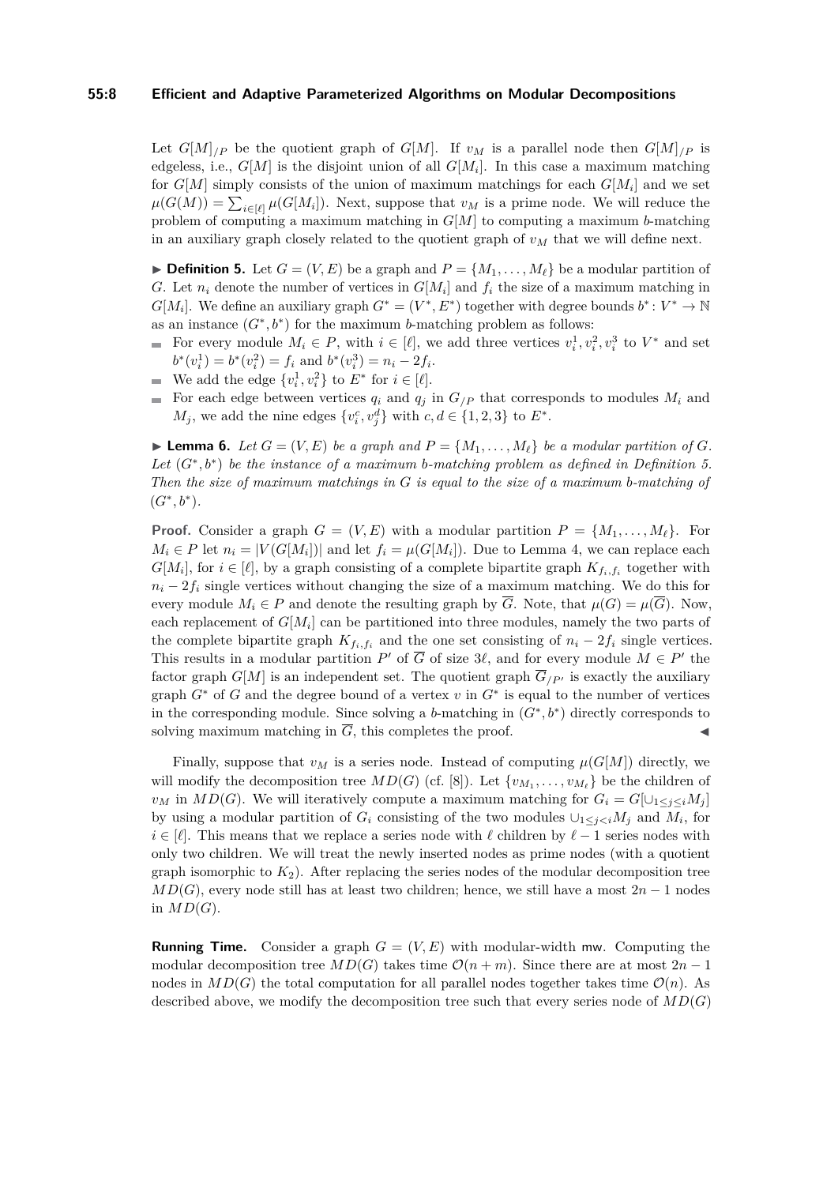Let $G[M]_{/P}$ be the quotient graph of $G[M]$. If $v_M$ is a parallel node then $G[M]_{/P}$ is edgeless, i.e., $G[M]$ is the disjoint union of all $G[M_i]$. In this case a maximum matching for $G[M]$ simply consists of the union of maximum matchings for each $G[M_i]$ and we set $\mu(G(M)) = \sum_{i\in[\ell]} \mu(G[M_i])$. Next, suppose that $v_M$ is a prime node. We will reduce the problem of computing a maximum matching in $G[M]$ to computing a maximum $b$-matching in an auxiliary graph closely related to the quotient graph of $v_M$ that we will define next.

▶ **Definition 5.** Let $G = (V, E)$ be a graph and $P = \{M_1, \ldots, M_\ell\}$ be a modular partition of $G$. Let $n_i$ denote the number of vertices in $G[M_i]$ and $f_i$ the size of a maximum matching in $G[M_i]$. We define an auxiliary graph $G^* = (V^*, E^*)$ together with degree bounds $b^* : V^* \to \mathbb{N}$ as an instance $(G^*, b^*)$ for the maximum $b$-matching problem as follows:

- For every module $M_i \in P$, with $i \in [\ell]$, we add three vertices $v_i^1, v_i^2, v_i^3$ to $V^*$ and set $b^*(v_i^1) = b^*(v_i^2) = f_i$ and $b^*(v_i^3) = n_i - 2f_i$.
- We add the edge $\{v_i^1, v_i^2\}$ to $E^*$ for $i \in [\ell]$.
- For each edge between vertices $q_i$ and $q_j$ in $G_{/P}$ that corresponds to modules $M_i$ and $M_j$, we add the nine edges $\{v_i^c, v_j^d\}$ with $c, d \in \{1, 2, 3\}$ to $E^*$.

▶ **Lemma 6.** *Let $G = (V, E)$ be a graph and $P = \{M_1, \ldots, M_\ell\}$ be a modular partition of $G$. Let $(G^*, b^*)$ be the instance of a maximum $b$-matching problem as defined in Definition 5. Then the size of maximum matchings in $G$ is equal to the size of a maximum $b$-matching of $(G^*, b^*)$.*

**Proof.** Consider a graph $G = (V, E)$ with a modular partition $P = \{M_1, \ldots, M_\ell\}$. For $M_i \in P$ let $n_i = |V(G[M_i])|$ and let $f_i = \mu(G[M_i])$. Due to Lemma 4, we can replace each $G[M_i]$, for $i \in [\ell]$, by a graph consisting of a complete bipartite graph $K_{f_i,f_i}$ together with $n_i - 2f_i$ single vertices without changing the size of a maximum matching. We do this for every module $M_i \in P$ and denote the resulting graph by $\overline{G}$. Note, that $\mu(G) = \mu(\overline{G})$. Now, each replacement of $G[M_i]$ can be partitioned into three modules, namely the two parts of the complete bipartite graph $K_{f_i,f_i}$ and the one set consisting of $n_i - 2f_i$ single vertices. This results in a modular partition $P'$ of $\overline{G}$ of size $3\ell$, and for every module $M \in P'$ the factor graph $G[M]$ is an independent set. The quotient graph $\overline{G}_{/P'}$ is exactly the auxiliary graph $G^*$ of $G$ and the degree bound of a vertex $v$ in $G^*$ is equal to the number of vertices in the corresponding module. Since solving a $b$-matching in $(G^*, b^*)$ directly corresponds to solving maximum matching in $\overline{G}$, this completes the proof. ◀

Finally, suppose that $v_M$ is a series node. Instead of computing $\mu(G[M])$ directly, we will modify the decomposition tree $MD(G)$ (cf. [8]). Let $\{v_{M_1}, \ldots, v_{M_\ell}\}$ be the children of $v_M$ in $MD(G)$. We will iteratively compute a maximum matching for $G_i = G[\cup_{1\leq j\leq i} M_j]$ by using a modular partition of $G_i$ consisting of the two modules $\cup_{1\leq j<i} M_j$ and $M_i$, for $i \in [\ell]$. This means that we replace a series node with $\ell$ children by $\ell - 1$ series nodes with only two children. We will treat the newly inserted nodes as prime nodes (with a quotient graph isomorphic to $K_2$). After replacing the series nodes of the modular decomposition tree $MD(G)$, every node still has at least two children; hence, we still have a most $2n - 1$ nodes in $MD(G)$.

**Running Time.** Consider a graph $G = (V, E)$ with modular-width mw. Computing the modular decomposition tree $MD(G)$ takes time $\mathcal{O}(n + m)$. Since there are at most $2n - 1$ nodes in $MD(G)$ the total computation for all parallel nodes together takes time $\mathcal{O}(n)$. As described above, we modify the decomposition tree such that every series node of $MD(G)$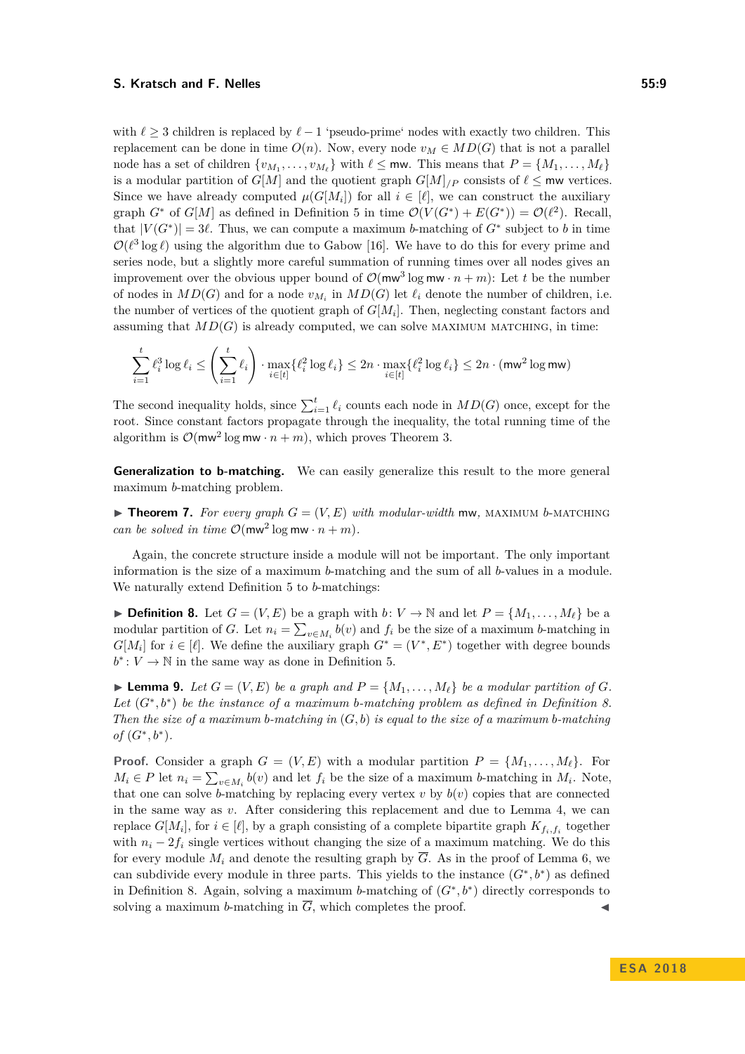with $\ell \geq 3$ children is replaced by $\ell - 1$ 'pseudo-prime' nodes with exactly two children. This replacement can be done in time $O(n)$. Now, every node $v_M \in MD(G)$ that is not a parallel node has a set of children $\{v_{M_1}, \dots, v_{M_\ell}\}$ with $\ell \leq \mathsf{mw}$. This means that $P = \{M_1, \dots, M_\ell\}$ is a modular partition of $G[M]$ and the quotient graph $G[M]_{/P}$ consists of $\ell \leq \mathsf{mw}$ vertices. Since we have already computed $\mu(G[M_i])$ for all $i \in [\ell]$, we can construct the auxiliary graph $G^*$ of $G[M]$ as defined in Definition 5 in time $\mathcal{O}(V(G^*) + E(G^*)) = \mathcal{O}(\ell^2)$. Recall, that $|V(G^*)| = 3\ell$. Thus, we can compute a maximum $b$-matching of $G^*$ subject to $b$ in time $\mathcal{O}(\ell^3 \log \ell)$ using the algorithm due to Gabow [16]. We have to do this for every prime and series node, but a slightly more careful summation of running times over all nodes gives an improvement over the obvious upper bound of $\mathcal{O}(\mathsf{mw}^3 \log \mathsf{mw} \cdot n + m)$: Let $t$ be the number of nodes in $MD(G)$ and for a node $v_{M_i}$ in $MD(G)$ let $\ell_i$ denote the number of children, i.e. the number of vertices of the quotient graph of $G[M_i]$. Then, neglecting constant factors and assuming that $MD(G)$ is already computed, we can solve MAXIMUM MATCHING, in time:

$$\sum_{i=1}^{t} \ell_i^3 \log \ell_i \leq \left(\sum_{i=1}^{t} \ell_i\right) \cdot \max_{i \in [t]} \{\ell_i^2 \log \ell_i\} \leq 2n \cdot \max_{i \in [t]} \{\ell_i^2 \log \ell_i\} \leq 2n \cdot (\mathsf{mw}^2 \log \mathsf{mw})$$

The second inequality holds, since $\sum_{i=1}^{t} \ell_i$ counts each node in $MD(G)$ once, except for the root. Since constant factors propagate through the inequality, the total running time of the algorithm is $\mathcal{O}(\mathsf{mw}^2 \log \mathsf{mw} \cdot n + m)$, which proves Theorem 3.

**Generalization to b-matching.** We can easily generalize this result to the more general maximum $b$-matching problem.

▶ **Theorem 7.** *For every graph $G = (V, E)$ with modular-width* $\mathsf{mw}$, MAXIMUM $b$-MATCHING *can be solved in time $\mathcal{O}(\mathsf{mw}^2 \log \mathsf{mw} \cdot n + m)$.*

Again, the concrete structure inside a module will not be important. The only important information is the size of a maximum $b$-matching and the sum of all $b$-values in a module. We naturally extend Definition 5 to $b$-matchings:

▶ **Definition 8.** Let $G = (V, E)$ be a graph with $b \colon V \to \mathbb{N}$ and let $P = \{M_1, \dots, M_\ell\}$ be a modular partition of $G$. Let $n_i = \sum_{v \in M_i} b(v)$ and $f_i$ be the size of a maximum $b$-matching in $G[M_i]$ for $i \in [\ell]$. We define the auxiliary graph $G^* = (V^*, E^*)$ together with degree bounds $b^* \colon V \to \mathbb{N}$ in the same way as done in Definition 5.

▶ **Lemma 9.** *Let $G = (V, E)$ be a graph and $P = \{M_1, \dots, M_\ell\}$ be a modular partition of $G$. Let $(G^*, b^*)$ be the instance of a maximum $b$-matching problem as defined in Definition 8. Then the size of a maximum $b$-matching in $(G, b)$ is equal to the size of a maximum $b$-matching of $(G^*, b^*)$.*

**Proof.** Consider a graph $G = (V, E)$ with a modular partition $P = \{M_1, \dots, M_\ell\}$. For $M_i \in P$ let $n_i = \sum_{v \in M_i} b(v)$ and let $f_i$ be the size of a maximum $b$-matching in $M_i$. Note, that one can solve $b$-matching by replacing every vertex $v$ by $b(v)$ copies that are connected in the same way as $v$. After considering this replacement and due to Lemma 4, we can replace $G[M_i]$, for $i \in [\ell]$, by a graph consisting of a complete bipartite graph $K_{f_i, f_i}$ together with $n_i - 2f_i$ single vertices without changing the size of a maximum matching. We do this for every module $M_i$ and denote the resulting graph by $\overline{G}$. As in the proof of Lemma 6, we can subdivide every module in three parts. This yields to the instance $(G^*, b^*)$ as defined in Definition 8. Again, solving a maximum $b$-matching of $(G^*, b^*)$ directly corresponds to solving a maximum $b$-matching in $\overline{G}$, which completes the proof. ◀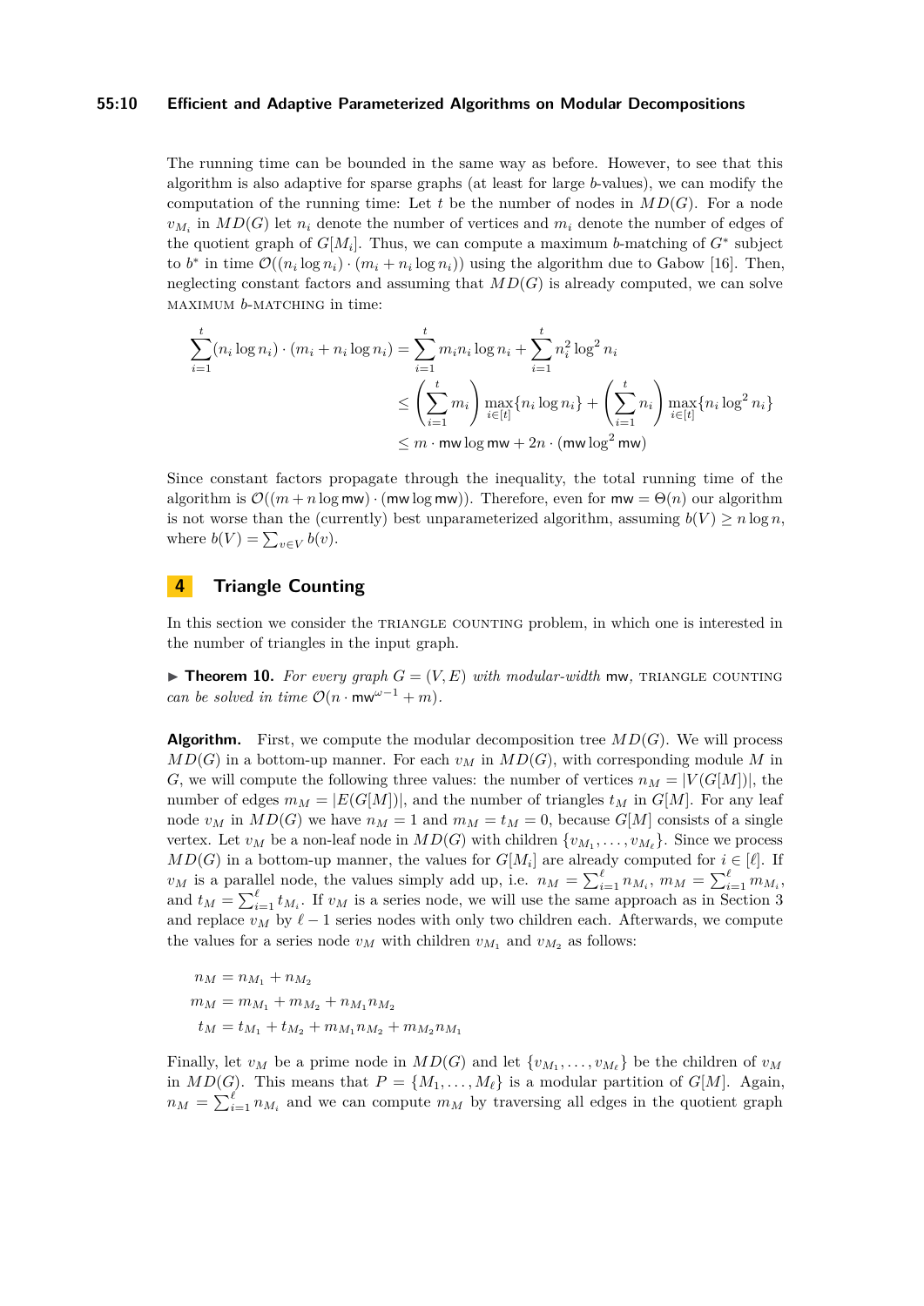The running time can be bounded in the same way as before. However, to see that this algorithm is also adaptive for sparse graphs (at least for large $b$-values), we can modify the computation of the running time: Let $t$ be the number of nodes in $MD(G)$. For a node $v_{M_i}$ in $MD(G)$ let $n_i$ denote the number of vertices and $m_i$ denote the number of edges of the quotient graph of $G[M_i]$. Thus, we can compute a maximum $b$-matching of $G^*$ subject to $b^*$ in time $\mathcal{O}((n_i \log n_i) \cdot (m_i + n_i \log n_i))$ using the algorithm due to Gabow [16]. Then, neglecting constant factors and assuming that $MD(G)$ is already computed, we can solve MAXIMUM $b$-MATCHING in time:

$$
\begin{aligned}
\sum_{i=1}^{t} (n_i \log n_i) \cdot (m_i + n_i \log n_i) &= \sum_{i=1}^{t} m_i n_i \log n_i + \sum_{i=1}^{t} n_i^2 \log^2 n_i \\
&\leq \left(\sum_{i=1}^{t} m_i\right) \max_{i \in [t]} \{n_i \log n_i\} + \left(\sum_{i=1}^{t} n_i\right) \max_{i \in [t]} \{n_i \log^2 n_i\} \\
&\leq m \cdot \mathsf{mw} \log \mathsf{mw} + 2n \cdot (\mathsf{mw} \log^2 \mathsf{mw})
\end{aligned}
$$

Since constant factors propagate through the inequality, the total running time of the algorithm is $\mathcal{O}((m + n \log \mathsf{mw}) \cdot (\mathsf{mw} \log \mathsf{mw}))$. Therefore, even for $\mathsf{mw} = \Theta(n)$ our algorithm is not worse than the (currently) best unparameterized algorithm, assuming $b(V) \geq n \log n$, where $b(V) = \sum_{v \in V} b(v)$.

## 4 Triangle Counting

In this section we consider the TRIANGLE COUNTING problem, in which one is interested in the number of triangles in the input graph.

▶ **Theorem 10.** *For every graph $G = (V, E)$ with modular-width $\mathsf{mw}$, TRIANGLE COUNTING can be solved in time $\mathcal{O}(n \cdot \mathsf{mw}^{\omega - 1} + m)$.*

**Algorithm.** First, we compute the modular decomposition tree $MD(G)$. We will process $MD(G)$ in a bottom-up manner. For each $v_M$ in $MD(G)$, with corresponding module $M$ in $G$, we will compute the following three values: the number of vertices $n_M = |V(G[M])|$, the number of edges $m_M = |E(G[M])|$, and the number of triangles $t_M$ in $G[M]$. For any leaf node $v_M$ in $MD(G)$ we have $n_M = 1$ and $m_M = t_M = 0$, because $G[M]$ consists of a single vertex. Let $v_M$ be a non-leaf node in $MD(G)$ with children $\{v_{M_1}, \ldots, v_{M_\ell}\}$. Since we process $MD(G)$ in a bottom-up manner, the values for $G[M_i]$ are already computed for $i \in [\ell]$. If $v_M$ is a parallel node, the values simply add up, i.e. $n_M = \sum_{i=1}^{\ell} n_{M_i}$, $m_M = \sum_{i=1}^{\ell} m_{M_i}$, and $t_M = \sum_{i=1}^{\ell} t_{M_i}$. If $v_M$ is a series node, we will use the same approach as in Section 3 and replace $v_M$ by $\ell - 1$ series nodes with only two children each. Afterwards, we compute the values for a series node $v_M$ with children $v_{M_1}$ and $v_{M_2}$ as follows:

$$
\begin{aligned}
n_M &= n_{M_1} + n_{M_2} \\
m_M &= m_{M_1} + m_{M_2} + n_{M_1} n_{M_2} \\
t_M &= t_{M_1} + t_{M_2} + m_{M_1} n_{M_2} + m_{M_2} n_{M_1}
\end{aligned}
$$

Finally, let $v_M$ be a prime node in $MD(G)$ and let $\{v_{M_1}, \ldots, v_{M_\ell}\}$ be the children of $v_M$ in $MD(G)$. This means that $P = \{M_1, \ldots, M_\ell\}$ is a modular partition of $G[M]$. Again, $n_M = \sum_{i=1}^{\ell} n_{M_i}$ and we can compute $m_M$ by traversing all edges in the quotient graph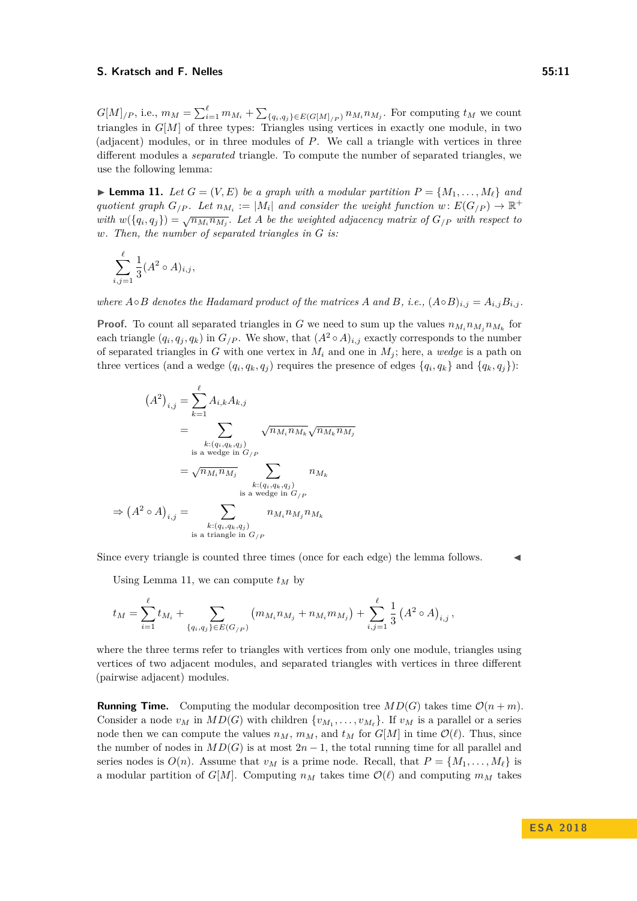$G[M]_{/P}$, i.e., $m_M = \sum_{i=1}^{\ell} m_{M_i} + \sum_{\{q_i,q_j\}\in E(G[M]_{/P})} n_{M_i} n_{M_j}$. For computing $t_M$ we count triangles in $G[M]$ of three types: Triangles using vertices in exactly one module, in two (adjacent) modules, or in three modules of $P$. We call a triangle with vertices in three different modules a *separated* triangle. To compute the number of separated triangles, we use the following lemma:

▶ **Lemma 11.** *Let $G = (V, E)$ be a graph with a modular partition $P = \{M_1, \dots, M_\ell\}$ and quotient graph $G_{/P}$. Let $n_{M_i} := |M_i|$ and consider the weight function $w \colon E(G_{/P}) \to \mathbb{R}^+$ with $w(\{q_i, q_j\}) = \sqrt{n_{M_i} n_{M_j}}$. Let $A$ be the weighted adjacency matrix of $G_{/P}$ with respect to $w$. Then, the number of separated triangles in $G$ is:*

$$\sum_{i,j=1}^{\ell} \frac{1}{3}(A^2 \circ A)_{i,j},$$

*where $A \circ B$ denotes the Hadamard product of the matrices $A$ and $B$, i.e., $(A \circ B)_{i,j} = A_{i,j} B_{i,j}$.*

**Proof.** To count all separated triangles in $G$ we need to sum up the values $n_{M_i} n_{M_j} n_{M_k}$ for each triangle $(q_i, q_j, q_k)$ in $G_{/P}$. We show, that $(A^2 \circ A)_{i,j}$ exactly corresponds to the number of separated triangles in $G$ with one vertex in $M_i$ and one in $M_j$; here, a *wedge* is a path on three vertices (and a wedge $(q_i, q_k, q_j)$ requires the presence of edges $\{q_i, q_k\}$ and $\{q_k, q_j\}$):

$$\begin{aligned}
\left(A^2\right)_{i,j} &= \sum_{k=1}^{\ell} A_{i,k} A_{k,j} \\
&= \sum_{\substack{k:(q_i,q_k,q_j) \\ \text{is a wedge in } G_{/P}}} \sqrt{n_{M_i} n_{M_k}} \sqrt{n_{M_k} n_{M_j}} \\
&= \sqrt{n_{M_i} n_{M_j}} \sum_{\substack{k:(q_i,q_k,q_j) \\ \text{is a wedge in } G_{/P}}} n_{M_k} \\
\Rightarrow \left(A^2 \circ A\right)_{i,j} &= \sum_{\substack{k:(q_i,q_k,q_j) \\ \text{is a triangle in } G_{/P}}} n_{M_i} n_{M_j} n_{M_k}
\end{aligned}$$

Since every triangle is counted three times (once for each edge) the lemma follows. ◀

Using Lemma 11, we can compute $t_M$ by

$$t_M = \sum_{i=1}^{\ell} t_{M_i} + \sum_{\{q_i,q_j\}\in E(G_{/P})} \left(m_{M_i} n_{M_j} + n_{M_i} m_{M_j}\right) + \sum_{i,j=1}^{\ell} \frac{1}{3} \left(A^2 \circ A\right)_{i,j},$$

where the three terms refer to triangles with vertices from only one module, triangles using vertices of two adjacent modules, and separated triangles with vertices in three different (pairwise adjacent) modules.

**Running Time.** Computing the modular decomposition tree $MD(G)$ takes time $\mathcal{O}(n + m)$. Consider a node $v_M$ in $MD(G)$ with children $\{v_{M_1}, \dots, v_{M_\ell}\}$. If $v_M$ is a parallel or a series node then we can compute the values $n_M$, $m_M$, and $t_M$ for $G[M]$ in time $\mathcal{O}(\ell)$. Thus, since the number of nodes in $MD(G)$ is at most $2n - 1$, the total running time for all parallel and series nodes is $O(n)$. Assume that $v_M$ is a prime node. Recall, that $P = \{M_1, \dots, M_\ell\}$ is a modular partition of $G[M]$. Computing $n_M$ takes time $\mathcal{O}(\ell)$ and computing $m_M$ takes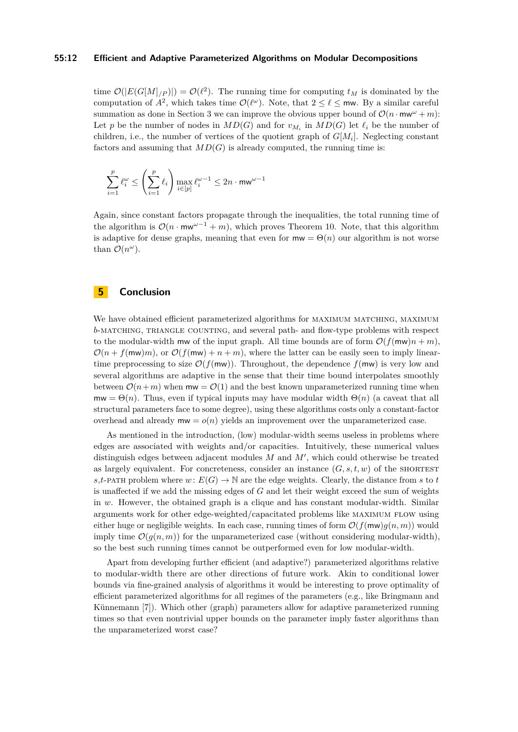time $\mathcal{O}(|E(G[M]_{/P})|) = \mathcal{O}(\ell^2)$. The running time for computing $t_M$ is dominated by the computation of $A^2$, which takes time $\mathcal{O}(\ell^\omega)$. Note, that $2 \leq \ell \leq \mathsf{mw}$. By a similar careful summation as done in Section 3 we can improve the obvious upper bound of $\mathcal{O}(n \cdot \mathsf{mw}^\omega + m)$: Let $p$ be the number of nodes in $MD(G)$ and for $v_{M_i}$ in $MD(G)$ let $\ell_i$ be the number of children, i.e., the number of vertices of the quotient graph of $G[M_i]$. Neglecting constant factors and assuming that $MD(G)$ is already computed, the running time is:

$$\sum_{i=1}^{p} \ell_i^\omega \leq \left(\sum_{i=1}^{p} \ell_i\right) \max_{i\in[p]} \ell_i^{\omega-1} \leq 2n \cdot \mathsf{mw}^{\omega-1}$$

Again, since constant factors propagate through the inequalities, the total running time of the algorithm is $\mathcal{O}(n \cdot \mathsf{mw}^{\omega-1} + m)$, which proves Theorem 10. Note, that this algorithm is adaptive for dense graphs, meaning that even for $\mathsf{mw} = \Theta(n)$ our algorithm is not worse than $\mathcal{O}(n^\omega)$.

## 5 Conclusion

We have obtained efficient parameterized algorithms for MAXIMUM MATCHING, MAXIMUM $b$-MATCHING, TRIANGLE COUNTING, and several path- and flow-type problems with respect to the modular-width $\mathsf{mw}$ of the input graph. All time bounds are of form $\mathcal{O}(f(\mathsf{mw})n + m)$, $\mathcal{O}(n + f(\mathsf{mw})m)$, or $\mathcal{O}(f(\mathsf{mw}) + n + m)$, where the latter can be easily seen to imply linear-time preprocessing to size $\mathcal{O}(f(\mathsf{mw}))$. Throughout, the dependence $f(\mathsf{mw})$ is very low and several algorithms are adaptive in the sense that their time bound interpolates smoothly between $\mathcal{O}(n+m)$ when $\mathsf{mw} = \mathcal{O}(1)$ and the best known unparameterized running time when $\mathsf{mw} = \Theta(n)$. Thus, even if typical inputs may have modular width $\Theta(n)$ (a caveat that all structural parameters face to some degree), using these algorithms costs only a constant-factor overhead and already $\mathsf{mw} = o(n)$ yields an improvement over the unparameterized case.

As mentioned in the introduction, (low) modular-width seems useless in problems where edges are associated with weights and/or capacities. Intuitively, these numerical values distinguish edges between adjacent modules $M$ and $M'$, which could otherwise be treated as largely equivalent. For concreteness, consider an instance $(G, s, t, w)$ of the SHORTEST $s,t$-PATH problem where $w\colon E(G) \to \mathbb{N}$ are the edge weights. Clearly, the distance from $s$ to $t$ is unaffected if we add the missing edges of $G$ and let their weight exceed the sum of weights in $w$. However, the obtained graph is a clique and has constant modular-width. Similar arguments work for other edge-weighted/capacitated problems like MAXIMUM FLOW using either huge or negligible weights. In each case, running times of form $\mathcal{O}(f(\mathsf{mw})g(n, m))$ would imply time $\mathcal{O}(g(n, m))$ for the unparameterized case (without considering modular-width), so the best such running times cannot be outperformed even for low modular-width.

Apart from developing further efficient (and adaptive?) parameterized algorithms relative to modular-width there are other directions of future work. Akin to conditional lower bounds via fine-grained analysis of algorithms it would be interesting to prove optimality of efficient parameterized algorithms for all regimes of the parameters (e.g., like Bringmann and Künnemann [7]). Which other (graph) parameters allow for adaptive parameterized running times so that even nontrivial upper bounds on the parameter imply faster algorithms than the unparameterized worst case?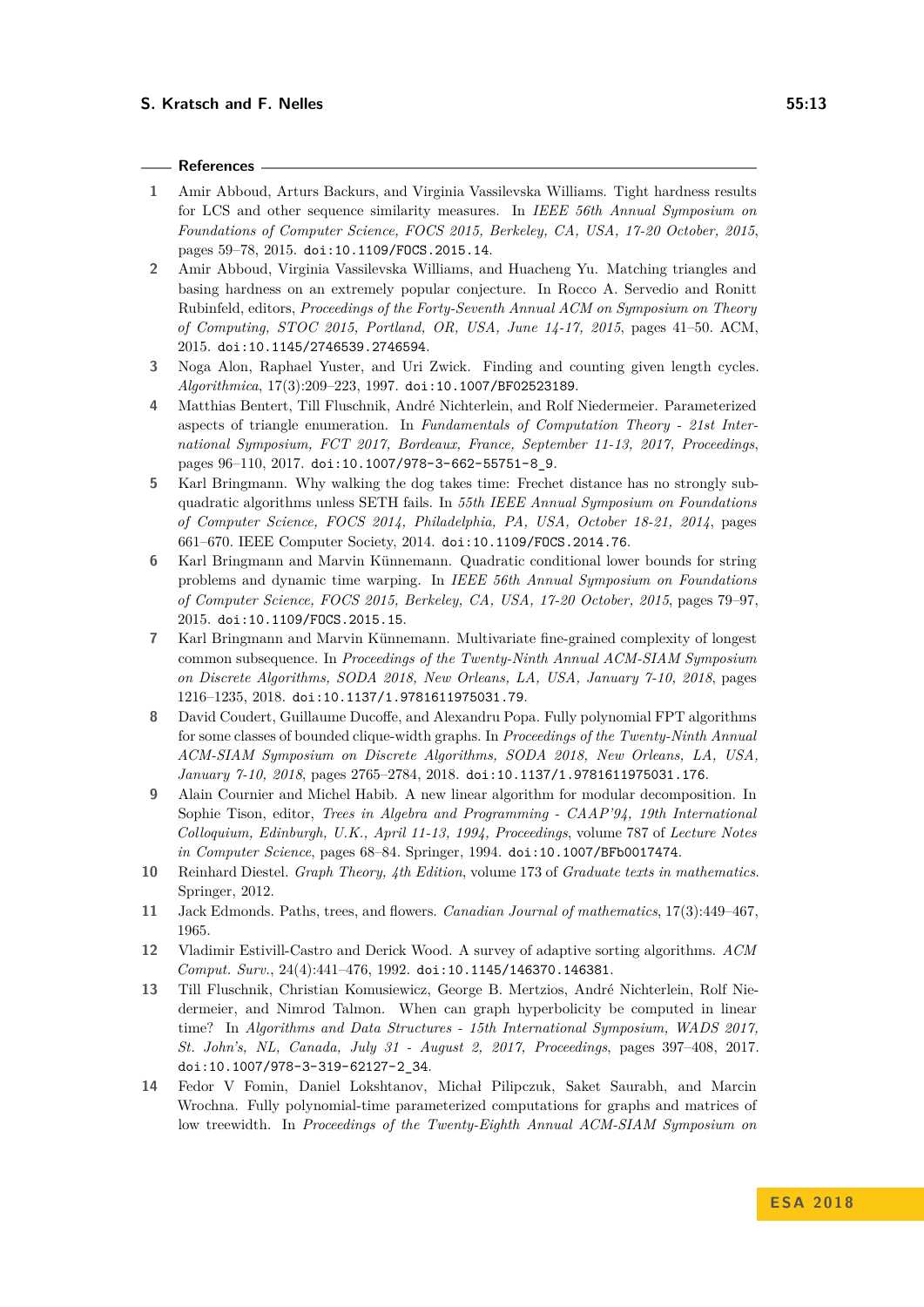## References

1. Amir Abboud, Arturs Backurs, and Virginia Vassilevska Williams. Tight hardness results for LCS and other sequence similarity measures. In *IEEE 56th Annual Symposium on Foundations of Computer Science, FOCS 2015, Berkeley, CA, USA, 17-20 October, 2015*, pages 59–78, 2015. doi:10.1109/FOCS.2015.14.
2. Amir Abboud, Virginia Vassilevska Williams, and Huacheng Yu. Matching triangles and basing hardness on an extremely popular conjecture. In Rocco A. Servedio and Ronitt Rubinfeld, editors, *Proceedings of the Forty-Seventh Annual ACM on Symposium on Theory of Computing, STOC 2015, Portland, OR, USA, June 14-17, 2015*, pages 41–50. ACM, 2015. doi:10.1145/2746539.2746594.
3. Noga Alon, Raphael Yuster, and Uri Zwick. Finding and counting given length cycles. *Algorithmica*, 17(3):209–223, 1997. doi:10.1007/BF02523189.
4. Matthias Bentert, Till Fluschnik, André Nichterlein, and Rolf Niedermeier. Parameterized aspects of triangle enumeration. In *Fundamentals of Computation Theory - 21st International Symposium, FCT 2017, Bordeaux, France, September 11-13, 2017, Proceedings*, pages 96–110, 2017. doi:10.1007/978-3-662-55751-8_9.
5. Karl Bringmann. Why walking the dog takes time: Frechet distance has no strongly subquadratic algorithms unless SETH fails. In *55th IEEE Annual Symposium on Foundations of Computer Science, FOCS 2014, Philadelphia, PA, USA, October 18-21, 2014*, pages 661–670. IEEE Computer Society, 2014. doi:10.1109/FOCS.2014.76.
6. Karl Bringmann and Marvin Künnemann. Quadratic conditional lower bounds for string problems and dynamic time warping. In *IEEE 56th Annual Symposium on Foundations of Computer Science, FOCS 2015, Berkeley, CA, USA, 17-20 October, 2015*, pages 79–97, 2015. doi:10.1109/FOCS.2015.15.
7. Karl Bringmann and Marvin Künnemann. Multivariate fine-grained complexity of longest common subsequence. In *Proceedings of the Twenty-Ninth Annual ACM-SIAM Symposium on Discrete Algorithms, SODA 2018, New Orleans, LA, USA, January 7-10, 2018*, pages 1216–1235, 2018. doi:10.1137/1.9781611975031.79.
8. David Coudert, Guillaume Ducoffe, and Alexandru Popa. Fully polynomial FPT algorithms for some classes of bounded clique-width graphs. In *Proceedings of the Twenty-Ninth Annual ACM-SIAM Symposium on Discrete Algorithms, SODA 2018, New Orleans, LA, USA, January 7-10, 2018*, pages 2765–2784, 2018. doi:10.1137/1.9781611975031.176.
9. Alain Cournier and Michel Habib. A new linear algorithm for modular decomposition. In Sophie Tison, editor, *Trees in Algebra and Programming - CAAP'94, 19th International Colloquium, Edinburgh, U.K., April 11-13, 1994, Proceedings*, volume 787 of *Lecture Notes in Computer Science*, pages 68–84. Springer, 1994. doi:10.1007/BFb0017474.
10. Reinhard Diestel. *Graph Theory, 4th Edition*, volume 173 of *Graduate texts in mathematics*. Springer, 2012.
11. Jack Edmonds. Paths, trees, and flowers. *Canadian Journal of mathematics*, 17(3):449–467, 1965.
12. Vladimir Estivill-Castro and Derick Wood. A survey of adaptive sorting algorithms. *ACM Comput. Surv.*, 24(4):441–476, 1992. doi:10.1145/146370.146381.
13. Till Fluschnik, Christian Komusiewicz, George B. Mertzios, André Nichterlein, Rolf Niedermeier, and Nimrod Talmon. When can graph hyperbolicity be computed in linear time? In *Algorithms and Data Structures - 15th International Symposium, WADS 2017, St. John's, NL, Canada, July 31 - August 2, 2017, Proceedings*, pages 397–408, 2017. doi:10.1007/978-3-319-62127-2_34.
14. Fedor V Fomin, Daniel Lokshtanov, Michał Pilipczuk, Saket Saurabh, and Marcin Wrochna. Fully polynomial-time parameterized computations for graphs and matrices of low treewidth. In *Proceedings of the Twenty-Eighth Annual ACM-SIAM Symposium on*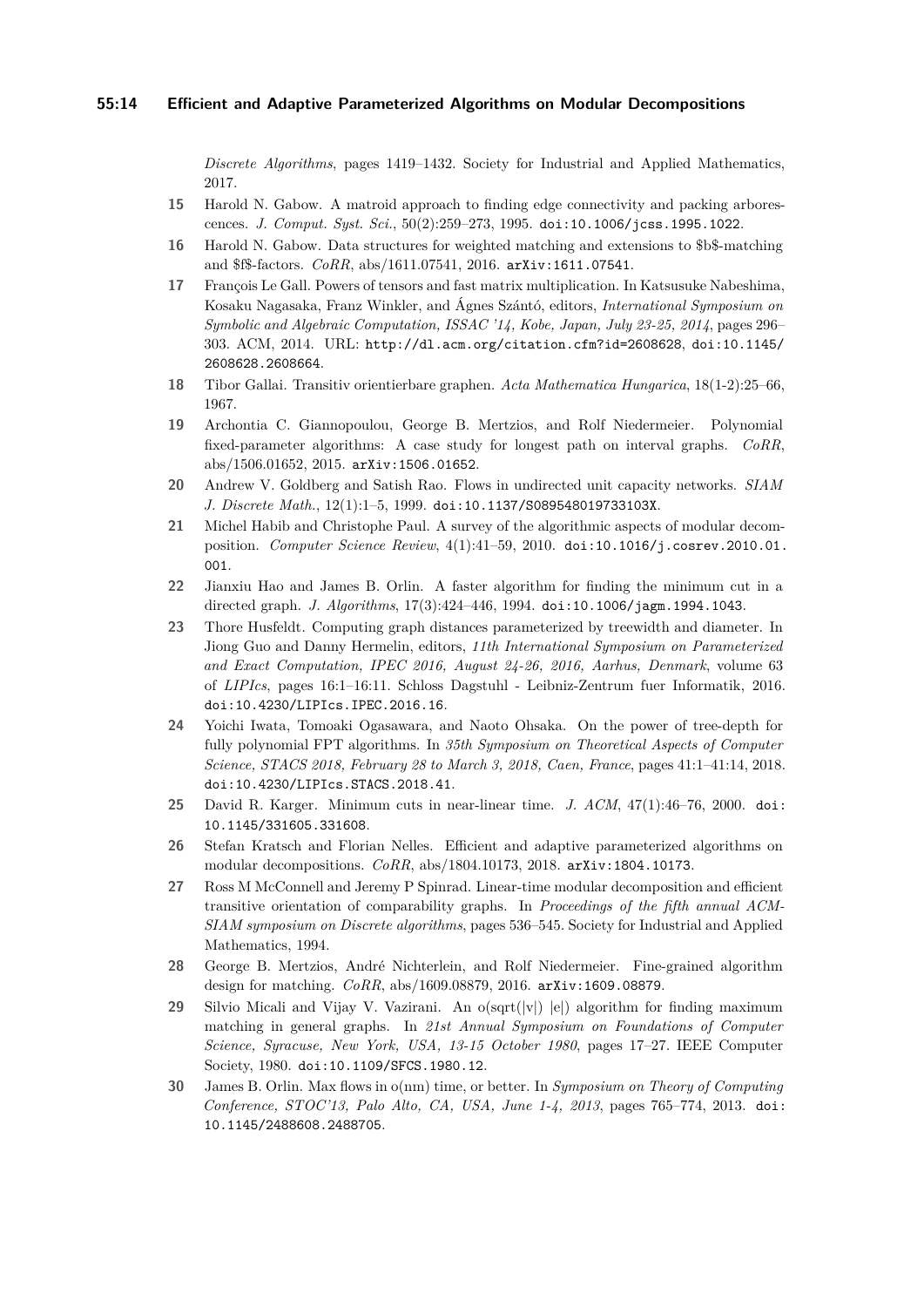*Discrete Algorithms*, pages 1419–1432. Society for Industrial and Applied Mathematics, 2017.

15 Harold N. Gabow. A matroid approach to finding edge connectivity and packing arborescences. *J. Comput. Syst. Sci.*, 50(2):259–273, 1995. doi:10.1006/jcss.1995.1022.

16 Harold N. Gabow. Data structures for weighted matching and extensions to $b$-matching and $f$-factors. *CoRR*, abs/1611.07541, 2016. arXiv:1611.07541.

17 François Le Gall. Powers of tensors and fast matrix multiplication. In Katsusuke Nabeshima, Kosaku Nagasaka, Franz Winkler, and Ágnes Szántó, editors, *International Symposium on Symbolic and Algebraic Computation, ISSAC '14, Kobe, Japan, July 23-25, 2014*, pages 296–303. ACM, 2014. URL: http://dl.acm.org/citation.cfm?id=2608628, doi:10.1145/2608628.2608664.

18 Tibor Gallai. Transitiv orientierbare graphen. *Acta Mathematica Hungarica*, 18(1-2):25–66, 1967.

19 Archontia C. Giannopoulou, George B. Mertzios, and Rolf Niedermeier. Polynomial fixed-parameter algorithms: A case study for longest path on interval graphs. *CoRR*, abs/1506.01652, 2015. arXiv:1506.01652.

20 Andrew V. Goldberg and Satish Rao. Flows in undirected unit capacity networks. *SIAM J. Discrete Math.*, 12(1):1–5, 1999. doi:10.1137/S089548019733103X.

21 Michel Habib and Christophe Paul. A survey of the algorithmic aspects of modular decomposition. *Computer Science Review*, 4(1):41–59, 2010. doi:10.1016/j.cosrev.2010.01.001.

22 Jianxiu Hao and James B. Orlin. A faster algorithm for finding the minimum cut in a directed graph. *J. Algorithms*, 17(3):424–446, 1994. doi:10.1006/jagm.1994.1043.

23 Thore Husfeldt. Computing graph distances parameterized by treewidth and diameter. In Jiong Guo and Danny Hermelin, editors, *11th International Symposium on Parameterized and Exact Computation, IPEC 2016, August 24-26, 2016, Aarhus, Denmark*, volume 63 of *LIPIcs*, pages 16:1–16:11. Schloss Dagstuhl - Leibniz-Zentrum fuer Informatik, 2016. doi:10.4230/LIPIcs.IPEC.2016.16.

24 Yoichi Iwata, Tomoaki Ogasawara, and Naoto Ohsaka. On the power of tree-depth for fully polynomial FPT algorithms. In *35th Symposium on Theoretical Aspects of Computer Science, STACS 2018, February 28 to March 3, 2018, Caen, France*, pages 41:1–41:14, 2018. doi:10.4230/LIPIcs.STACS.2018.41.

25 David R. Karger. Minimum cuts in near-linear time. *J. ACM*, 47(1):46–76, 2000. doi:10.1145/331605.331608.

26 Stefan Kratsch and Florian Nelles. Efficient and adaptive parameterized algorithms on modular decompositions. *CoRR*, abs/1804.10173, 2018. arXiv:1804.10173.

27 Ross M McConnell and Jeremy P Spinrad. Linear-time modular decomposition and efficient transitive orientation of comparability graphs. In *Proceedings of the fifth annual ACM-SIAM symposium on Discrete algorithms*, pages 536–545. Society for Industrial and Applied Mathematics, 1994.

28 George B. Mertzios, André Nichterlein, and Rolf Niedermeier. Fine-grained algorithm design for matching. *CoRR*, abs/1609.08879, 2016. arXiv:1609.08879.

29 Silvio Micali and Vijay V. Vazirani. An o(sqrt(|v|) |e|) algorithm for finding maximum matching in general graphs. In *21st Annual Symposium on Foundations of Computer Science, Syracuse, New York, USA, 13-15 October 1980*, pages 17–27. IEEE Computer Society, 1980. doi:10.1109/SFCS.1980.12.

30 James B. Orlin. Max flows in o(nm) time, or better. In *Symposium on Theory of Computing Conference, STOC'13, Palo Alto, CA, USA, June 1-4, 2013*, pages 765–774, 2013. doi:10.1145/2488608.2488705.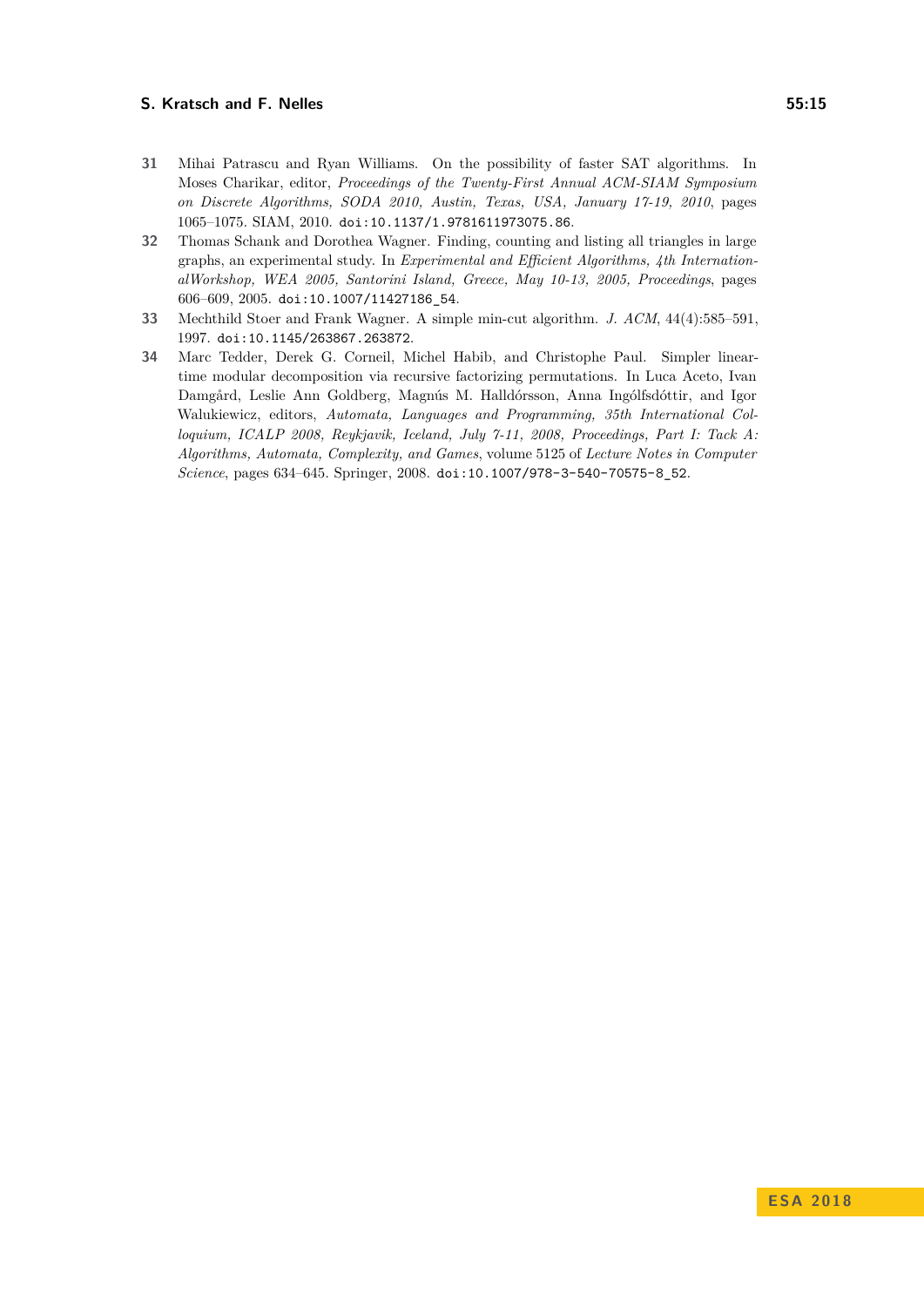31 Mihai Patrascu and Ryan Williams. On the possibility of faster SAT algorithms. In Moses Charikar, editor, *Proceedings of the Twenty-First Annual ACM-SIAM Symposium on Discrete Algorithms, SODA 2010, Austin, Texas, USA, January 17-19, 2010*, pages 1065–1075. SIAM, 2010. doi:10.1137/1.9781611973075.86.

32 Thomas Schank and Dorothea Wagner. Finding, counting and listing all triangles in large graphs, an experimental study. In *Experimental and Efficient Algorithms, 4th InternationalWorkshop, WEA 2005, Santorini Island, Greece, May 10-13, 2005, Proceedings*, pages 606–609, 2005. doi:10.1007/11427186_54.

33 Mechthild Stoer and Frank Wagner. A simple min-cut algorithm. *J. ACM*, 44(4):585–591, 1997. doi:10.1145/263867.263872.

34 Marc Tedder, Derek G. Corneil, Michel Habib, and Christophe Paul. Simpler linear-time modular decomposition via recursive factorizing permutations. In Luca Aceto, Ivan Damgård, Leslie Ann Goldberg, Magnús M. Halldórsson, Anna Ingólfsdóttir, and Igor Walukiewicz, editors, *Automata, Languages and Programming, 35th International Colloquium, ICALP 2008, Reykjavik, Iceland, July 7-11, 2008, Proceedings, Part I: Tack A: Algorithms, Automata, Complexity, and Games*, volume 5125 of *Lecture Notes in Computer Science*, pages 634–645. Springer, 2008. doi:10.1007/978-3-540-70575-8_52.